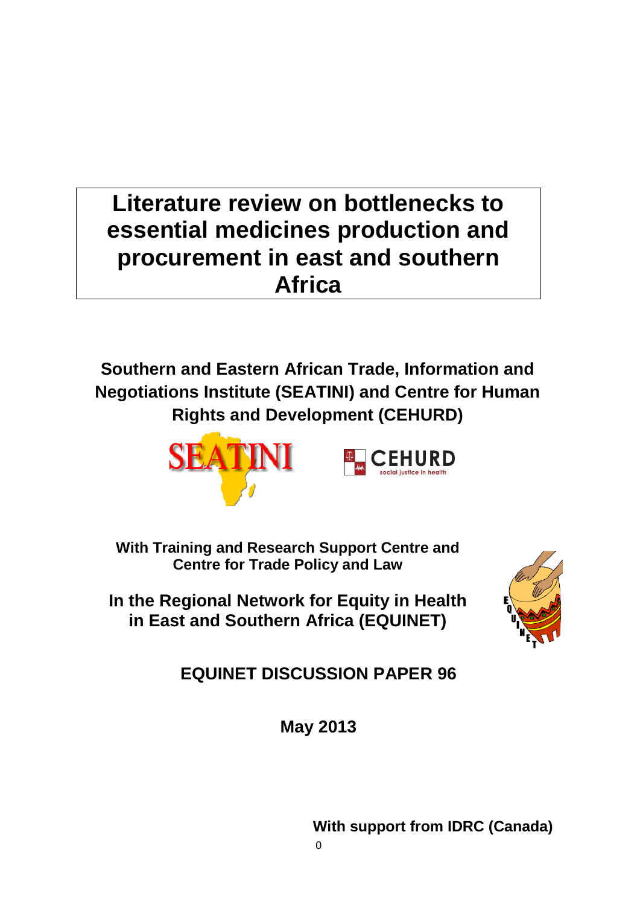# Literature review on bottlenecks to essential medicines production and procurement in east and southern Africa

**Southern and Eastern African Trade, Information and Negotiations Institute (SEATINI) and Centre for Human Rights and Development (CEHURD)**

**With Training and Research Support Centre and Centre for Trade Policy and Law**

**In the Regional Network for Equity in Health in East and Southern Africa (EQUINET)**

**EQUINET DISCUSSION PAPER 96**

**May 2013**

**With support from IDRC (Canada)**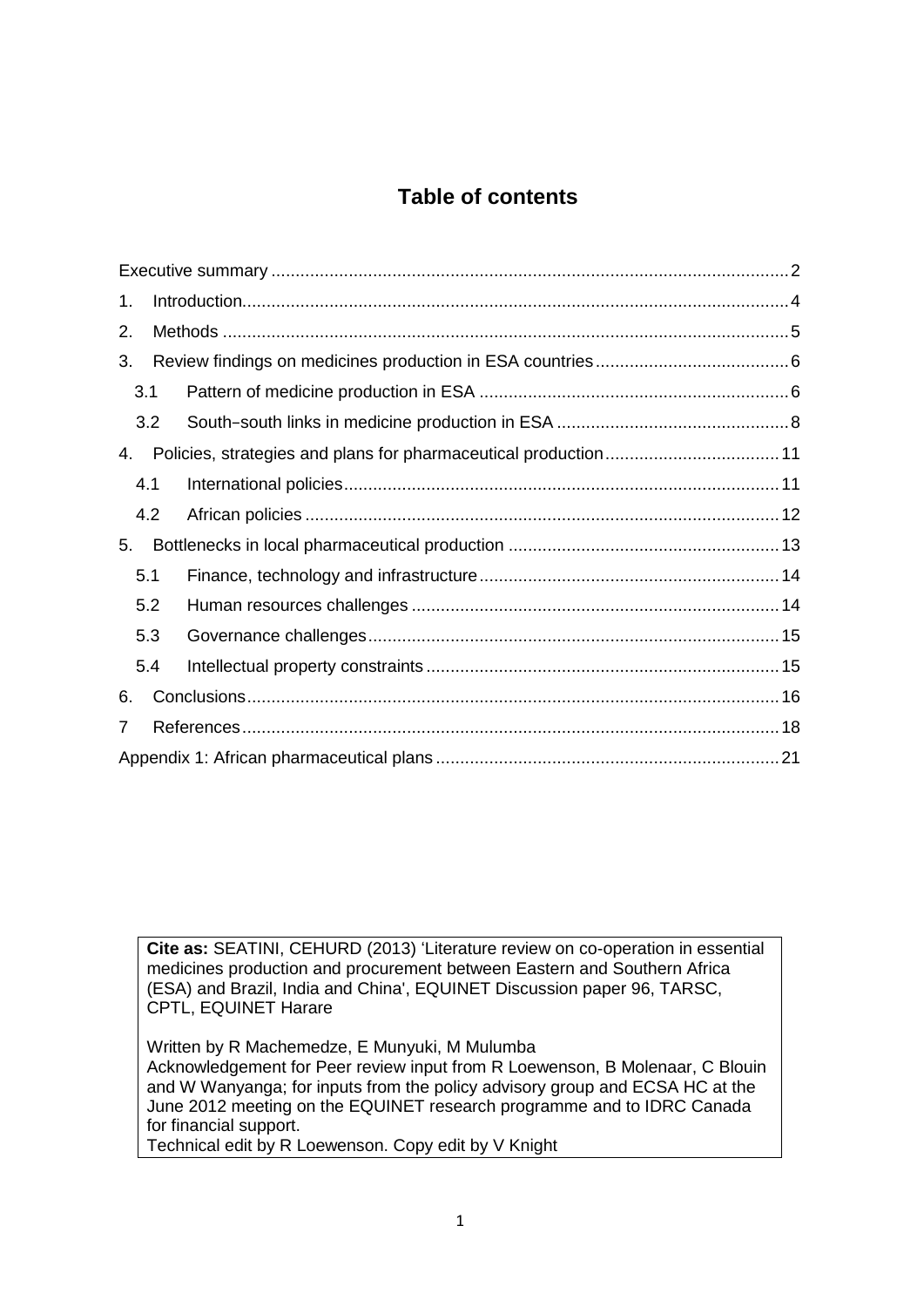## Table of contents

| | |
|---|---|
| Executive summary | 2 |
| 1. Introduction | 4 |
| 2. Methods | 5 |
| 3. Review findings on medicines production in ESA countries | 6 |
| 3.1 Pattern of medicine production in ESA | 6 |
| 3.2 South–south links in medicine production in ESA | 8 |
| 4. Policies, strategies and plans for pharmaceutical production | 11 |
| 4.1 International policies | 11 |
| 4.2 African policies | 12 |
| 5. Bottlenecks in local pharmaceutical production | 13 |
| 5.1 Finance, technology and infrastructure | 14 |
| 5.2 Human resources challenges | 14 |
| 5.3 Governance challenges | 15 |
| 5.4 Intellectual property constraints | 15 |
| 6. Conclusions | 16 |
| 7 References | 18 |
| Appendix 1: African pharmaceutical plans | 21 |

**Cite as:** SEATINI, CEHURD (2013) 'Literature review on co-operation in essential medicines production and procurement between Eastern and Southern Africa (ESA) and Brazil, India and China', EQUINET Discussion paper 96, TARSC, CPTL, EQUINET Harare

Written by R Machemedze, E Munyuki, M Mulumba
Acknowledgement for Peer review input from R Loewenson, B Molenaar, C Blouin and W Wanyanga; for inputs from the policy advisory group and ECSA HC at the June 2012 meeting on the EQUINET research programme and to IDRC Canada for financial support.
Technical edit by R Loewenson. Copy edit by V Knight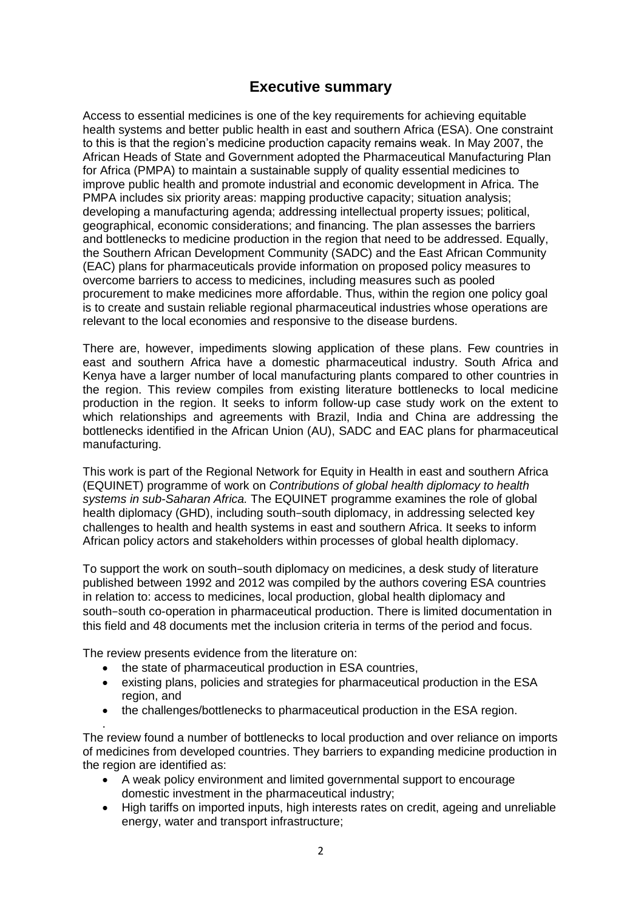## Executive summary

Access to essential medicines is one of the key requirements for achieving equitable health systems and better public health in east and southern Africa (ESA). One constraint to this is that the region's medicine production capacity remains weak. In May 2007, the African Heads of State and Government adopted the Pharmaceutical Manufacturing Plan for Africa (PMPA) to maintain a sustainable supply of quality essential medicines to improve public health and promote industrial and economic development in Africa. The PMPA includes six priority areas: mapping productive capacity; situation analysis; developing a manufacturing agenda; addressing intellectual property issues; political, geographical, economic considerations; and financing. The plan assesses the barriers and bottlenecks to medicine production in the region that need to be addressed. Equally, the Southern African Development Community (SADC) and the East African Community (EAC) plans for pharmaceuticals provide information on proposed policy measures to overcome barriers to access to medicines, including measures such as pooled procurement to make medicines more affordable. Thus, within the region one policy goal is to create and sustain reliable regional pharmaceutical industries whose operations are relevant to the local economies and responsive to the disease burdens.

There are, however, impediments slowing application of these plans. Few countries in east and southern Africa have a domestic pharmaceutical industry. South Africa and Kenya have a larger number of local manufacturing plants compared to other countries in the region. This review compiles from existing literature bottlenecks to local medicine production in the region. It seeks to inform follow-up case study work on the extent to which relationships and agreements with Brazil, India and China are addressing the bottlenecks identified in the African Union (AU), SADC and EAC plans for pharmaceutical manufacturing.

This work is part of the Regional Network for Equity in Health in east and southern Africa (EQUINET) programme of work on *Contributions of global health diplomacy to health systems in sub-Saharan Africa.* The EQUINET programme examines the role of global health diplomacy (GHD), including south–south diplomacy, in addressing selected key challenges to health and health systems in east and southern Africa. It seeks to inform African policy actors and stakeholders within processes of global health diplomacy.

To support the work on south–south diplomacy on medicines, a desk study of literature published between 1992 and 2012 was compiled by the authors covering ESA countries in relation to: access to medicines, local production, global health diplomacy and south–south co-operation in pharmaceutical production. There is limited documentation in this field and 48 documents met the inclusion criteria in terms of the period and focus.

The review presents evidence from the literature on:

- the state of pharmaceutical production in ESA countries,
- existing plans, policies and strategies for pharmaceutical production in the ESA region, and
- the challenges/bottlenecks to pharmaceutical production in the ESA region.

The review found a number of bottlenecks to local production and over reliance on imports of medicines from developed countries. They barriers to expanding medicine production in the region are identified as:

- A weak policy environment and limited governmental support to encourage domestic investment in the pharmaceutical industry;
- High tariffs on imported inputs, high interests rates on credit, ageing and unreliable energy, water and transport infrastructure;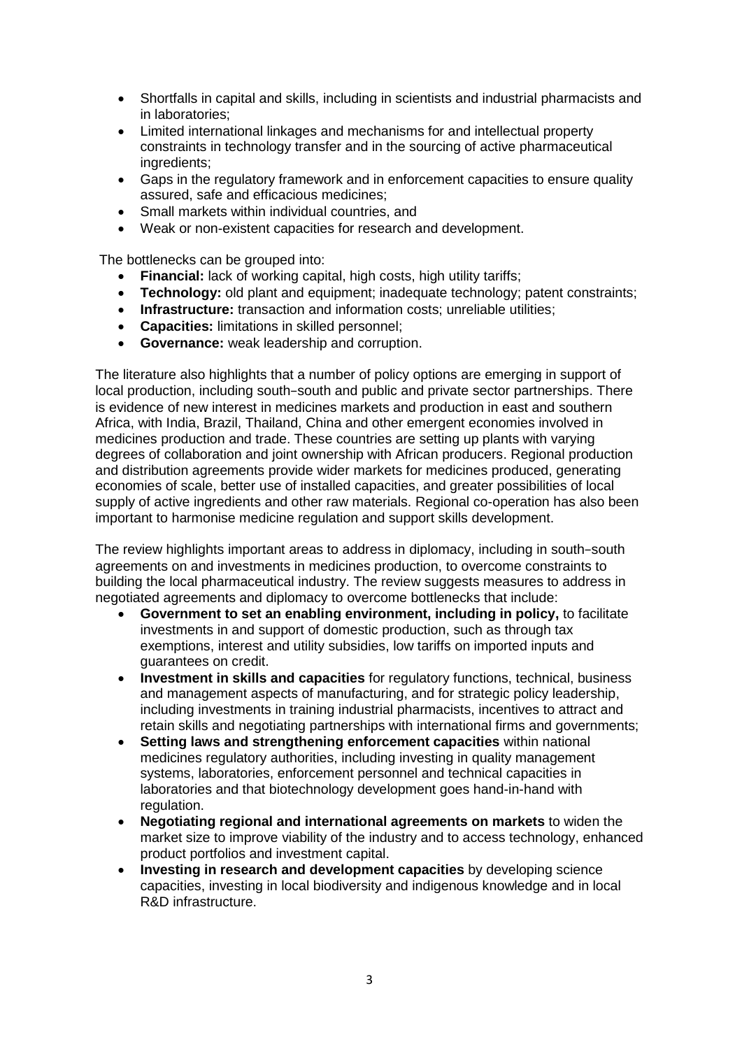- Shortfalls in capital and skills, including in scientists and industrial pharmacists and in laboratories;
- Limited international linkages and mechanisms for and intellectual property constraints in technology transfer and in the sourcing of active pharmaceutical ingredients;
- Gaps in the regulatory framework and in enforcement capacities to ensure quality assured, safe and efficacious medicines;
- Small markets within individual countries, and
- Weak or non-existent capacities for research and development.

The bottlenecks can be grouped into:

- **Financial:** lack of working capital, high costs, high utility tariffs;
- **Technology:** old plant and equipment; inadequate technology; patent constraints;
- **Infrastructure:** transaction and information costs; unreliable utilities;
- **Capacities:** limitations in skilled personnel;
- **Governance:** weak leadership and corruption.

The literature also highlights that a number of policy options are emerging in support of local production, including south–south and public and private sector partnerships. There is evidence of new interest in medicines markets and production in east and southern Africa, with India, Brazil, Thailand, China and other emergent economies involved in medicines production and trade. These countries are setting up plants with varying degrees of collaboration and joint ownership with African producers. Regional production and distribution agreements provide wider markets for medicines produced, generating economies of scale, better use of installed capacities, and greater possibilities of local supply of active ingredients and other raw materials. Regional co-operation has also been important to harmonise medicine regulation and support skills development.

The review highlights important areas to address in diplomacy, including in south–south agreements on and investments in medicines production, to overcome constraints to building the local pharmaceutical industry. The review suggests measures to address in negotiated agreements and diplomacy to overcome bottlenecks that include:

- **Government to set an enabling environment, including in policy,** to facilitate investments in and support of domestic production, such as through tax exemptions, interest and utility subsidies, low tariffs on imported inputs and guarantees on credit.
- **Investment in skills and capacities** for regulatory functions, technical, business and management aspects of manufacturing, and for strategic policy leadership, including investments in training industrial pharmacists, incentives to attract and retain skills and negotiating partnerships with international firms and governments;
- **Setting laws and strengthening enforcement capacities** within national medicines regulatory authorities, including investing in quality management systems, laboratories, enforcement personnel and technical capacities in laboratories and that biotechnology development goes hand-in-hand with regulation.
- **Negotiating regional and international agreements on markets** to widen the market size to improve viability of the industry and to access technology, enhanced product portfolios and investment capital.
- **Investing in research and development capacities** by developing science capacities, investing in local biodiversity and indigenous knowledge and in local R&D infrastructure.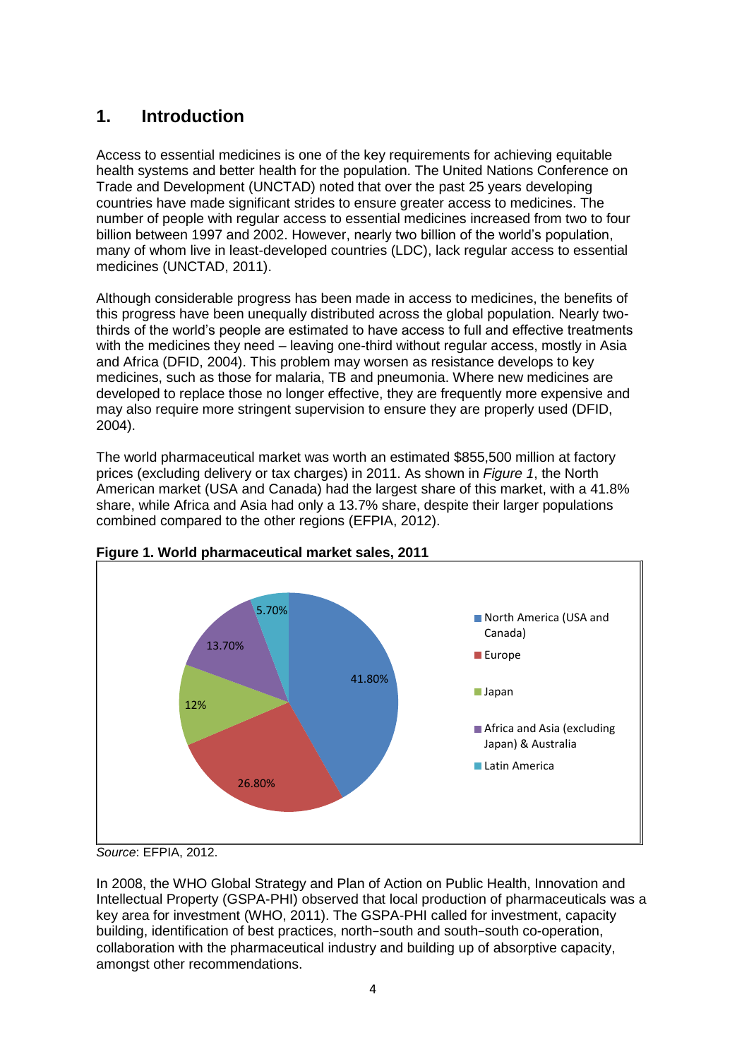# 1. Introduction

Access to essential medicines is one of the key requirements for achieving equitable health systems and better health for the population. The United Nations Conference on Trade and Development (UNCTAD) noted that over the past 25 years developing countries have made significant strides to ensure greater access to medicines. The number of people with regular access to essential medicines increased from two to four billion between 1997 and 2002. However, nearly two billion of the world's population, many of whom live in least-developed countries (LDC), lack regular access to essential medicines (UNCTAD, 2011).

Although considerable progress has been made in access to medicines, the benefits of this progress have been unequally distributed across the global population. Nearly two-thirds of the world's people are estimated to have access to full and effective treatments with the medicines they need – leaving one-third without regular access, mostly in Asia and Africa (DFID, 2004). This problem may worsen as resistance develops to key medicines, such as those for malaria, TB and pneumonia. Where new medicines are developed to replace those no longer effective, they are frequently more expensive and may also require more stringent supervision to ensure they are properly used (DFID, 2004).

The world pharmaceutical market was worth an estimated $855,500 million at factory prices (excluding delivery or tax charges) in 2011. As shown in *Figure 1*, the North American market (USA and Canada) had the largest share of this market, with a 41.8% share, while Africa and Asia had only a 13.7% share, despite their larger populations combined compared to the other regions (EFPIA, 2012).

**Figure 1. World pharmaceutical market sales, 2011**

| Region | Share |
|---|---|
| North America (USA and Canada) | 41.80% |
| Europe | 26.80% |
| Japan | 12% |
| Africa and Asia (excluding Japan) & Australia | 13.70% |
| Latin America | 5.70% |

*Source*: EFPIA, 2012.

In 2008, the WHO Global Strategy and Plan of Action on Public Health, Innovation and Intellectual Property (GSPA-PHI) observed that local production of pharmaceuticals was a key area for investment (WHO, 2011). The GSPA-PHI called for investment, capacity building, identification of best practices, north–south and south–south co-operation, collaboration with the pharmaceutical industry and building up of absorptive capacity, amongst other recommendations.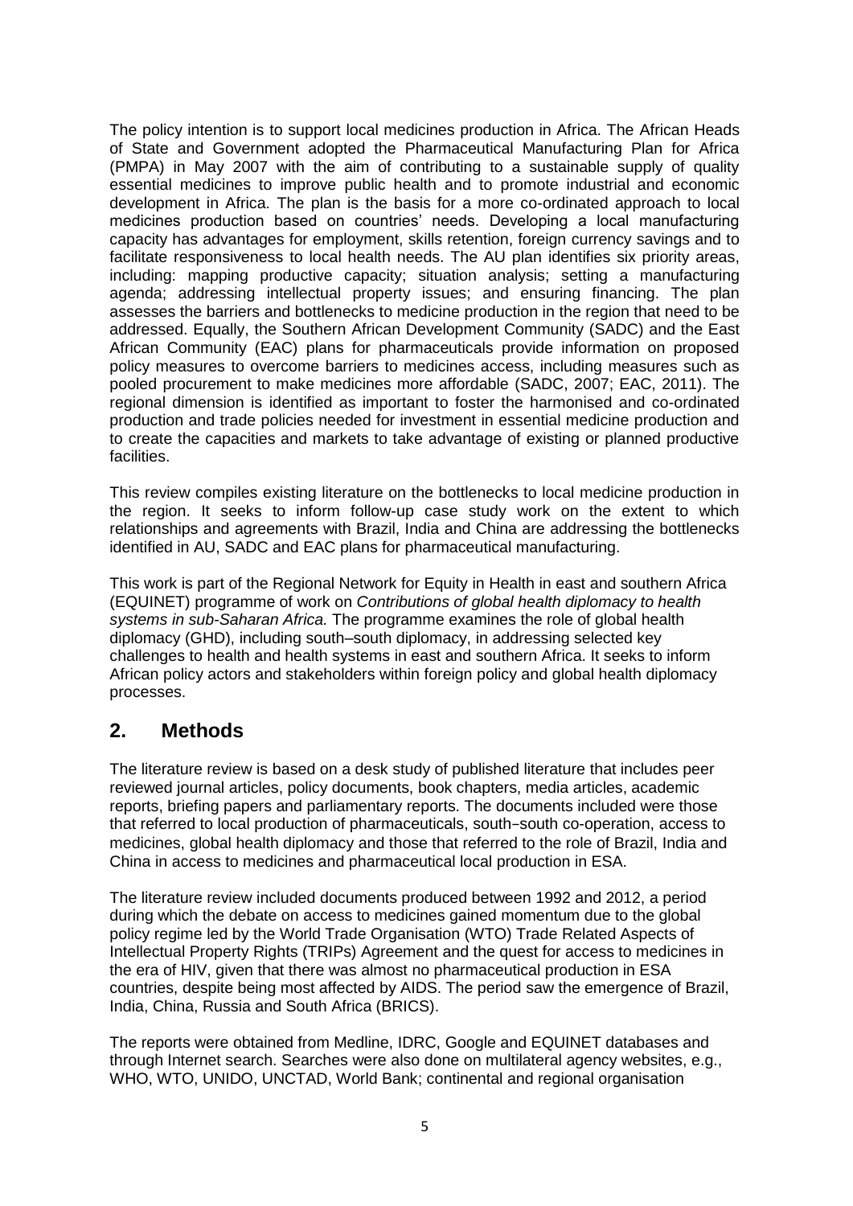The policy intention is to support local medicines production in Africa. The African Heads of State and Government adopted the Pharmaceutical Manufacturing Plan for Africa (PMPA) in May 2007 with the aim of contributing to a sustainable supply of quality essential medicines to improve public health and to promote industrial and economic development in Africa. The plan is the basis for a more co-ordinated approach to local medicines production based on countries' needs. Developing a local manufacturing capacity has advantages for employment, skills retention, foreign currency savings and to facilitate responsiveness to local health needs. The AU plan identifies six priority areas, including: mapping productive capacity; situation analysis; setting a manufacturing agenda; addressing intellectual property issues; and ensuring financing. The plan assesses the barriers and bottlenecks to medicine production in the region that need to be addressed. Equally, the Southern African Development Community (SADC) and the East African Community (EAC) plans for pharmaceuticals provide information on proposed policy measures to overcome barriers to medicines access, including measures such as pooled procurement to make medicines more affordable (SADC, 2007; EAC, 2011). The regional dimension is identified as important to foster the harmonised and co-ordinated production and trade policies needed for investment in essential medicine production and to create the capacities and markets to take advantage of existing or planned productive facilities.

This review compiles existing literature on the bottlenecks to local medicine production in the region. It seeks to inform follow-up case study work on the extent to which relationships and agreements with Brazil, India and China are addressing the bottlenecks identified in AU, SADC and EAC plans for pharmaceutical manufacturing.

This work is part of the Regional Network for Equity in Health in east and southern Africa (EQUINET) programme of work on *Contributions of global health diplomacy to health systems in sub-Saharan Africa.* The programme examines the role of global health diplomacy (GHD), including south–south diplomacy, in addressing selected key challenges to health and health systems in east and southern Africa. It seeks to inform African policy actors and stakeholders within foreign policy and global health diplomacy processes.

## 2. Methods

The literature review is based on a desk study of published literature that includes peer reviewed journal articles, policy documents, book chapters, media articles, academic reports, briefing papers and parliamentary reports. The documents included were those that referred to local production of pharmaceuticals, south–south co-operation, access to medicines, global health diplomacy and those that referred to the role of Brazil, India and China in access to medicines and pharmaceutical local production in ESA.

The literature review included documents produced between 1992 and 2012, a period during which the debate on access to medicines gained momentum due to the global policy regime led by the World Trade Organisation (WTO) Trade Related Aspects of Intellectual Property Rights (TRIPs) Agreement and the quest for access to medicines in the era of HIV, given that there was almost no pharmaceutical production in ESA countries, despite being most affected by AIDS. The period saw the emergence of Brazil, India, China, Russia and South Africa (BRICS).

The reports were obtained from Medline, IDRC, Google and EQUINET databases and through Internet search. Searches were also done on multilateral agency websites, e.g., WHO, WTO, UNIDO, UNCTAD, World Bank; continental and regional organisation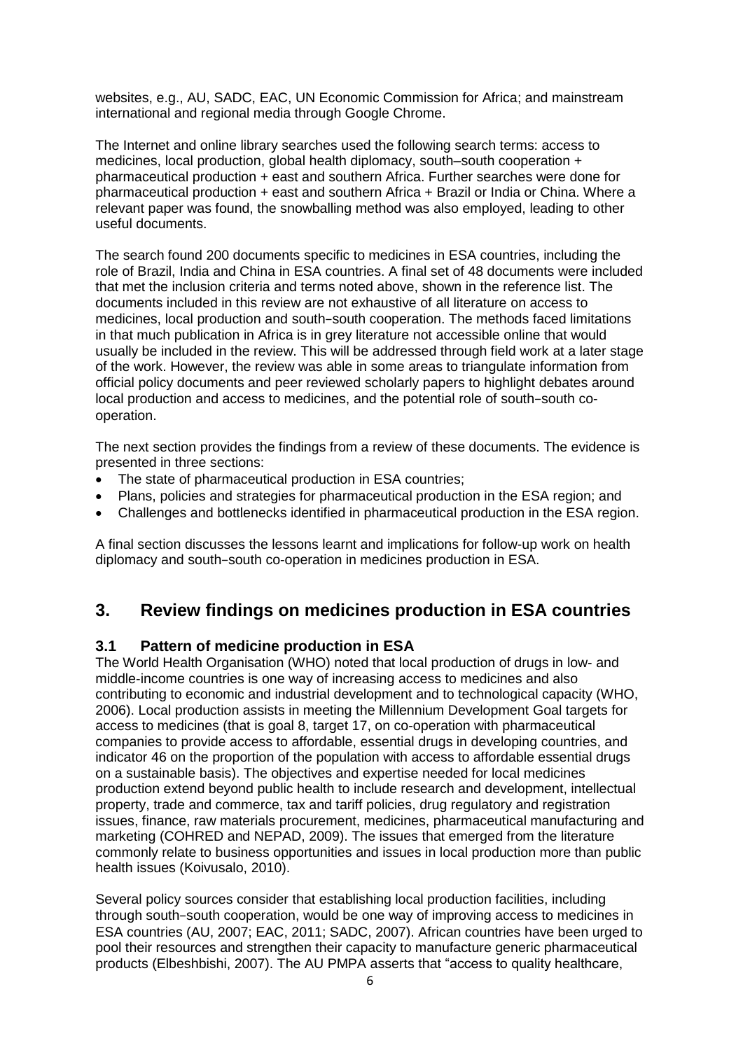websites, e.g., AU, SADC, EAC, UN Economic Commission for Africa; and mainstream international and regional media through Google Chrome.

The Internet and online library searches used the following search terms: access to medicines, local production, global health diplomacy, south–south cooperation + pharmaceutical production + east and southern Africa. Further searches were done for pharmaceutical production + east and southern Africa + Brazil or India or China. Where a relevant paper was found, the snowballing method was also employed, leading to other useful documents.

The search found 200 documents specific to medicines in ESA countries, including the role of Brazil, India and China in ESA countries. A final set of 48 documents were included that met the inclusion criteria and terms noted above, shown in the reference list. The documents included in this review are not exhaustive of all literature on access to medicines, local production and south‑south cooperation. The methods faced limitations in that much publication in Africa is in grey literature not accessible online that would usually be included in the review. This will be addressed through field work at a later stage of the work. However, the review was able in some areas to triangulate information from official policy documents and peer reviewed scholarly papers to highlight debates around local production and access to medicines, and the potential role of south‑south co-operation.

The next section provides the findings from a review of these documents. The evidence is presented in three sections:

- The state of pharmaceutical production in ESA countries;
- Plans, policies and strategies for pharmaceutical production in the ESA region; and
- Challenges and bottlenecks identified in pharmaceutical production in the ESA region.

A final section discusses the lessons learnt and implications for follow-up work on health diplomacy and south‑south co-operation in medicines production in ESA.

## 3. Review findings on medicines production in ESA countries

### 3.1 Pattern of medicine production in ESA

The World Health Organisation (WHO) noted that local production of drugs in low- and middle-income countries is one way of increasing access to medicines and also contributing to economic and industrial development and to technological capacity (WHO, 2006). Local production assists in meeting the Millennium Development Goal targets for access to medicines (that is goal 8, target 17, on co-operation with pharmaceutical companies to provide access to affordable, essential drugs in developing countries, and indicator 46 on the proportion of the population with access to affordable essential drugs on a sustainable basis). The objectives and expertise needed for local medicines production extend beyond public health to include research and development, intellectual property, trade and commerce, tax and tariff policies, drug regulatory and registration issues, finance, raw materials procurement, medicines, pharmaceutical manufacturing and marketing (COHRED and NEPAD, 2009). The issues that emerged from the literature commonly relate to business opportunities and issues in local production more than public health issues (Koivusalo, 2010).

Several policy sources consider that establishing local production facilities, including through south‑south cooperation, would be one way of improving access to medicines in ESA countries (AU, 2007; EAC, 2011; SADC, 2007). African countries have been urged to pool their resources and strengthen their capacity to manufacture generic pharmaceutical products (Elbeshbishi, 2007). The AU PMPA asserts that "access to quality healthcare,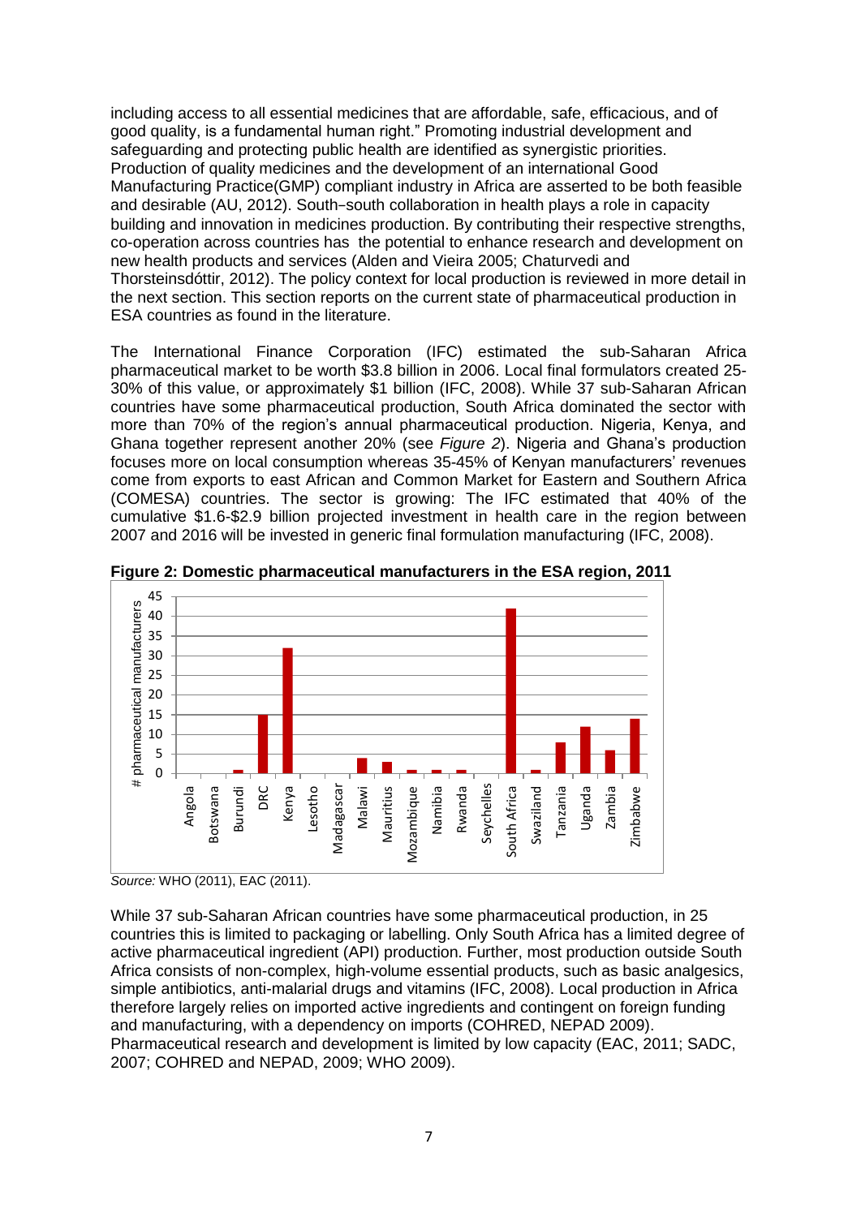including access to all essential medicines that are affordable, safe, efficacious, and of good quality, is a fundamental human right." Promoting industrial development and safeguarding and protecting public health are identified as synergistic priorities. Production of quality medicines and the development of an international Good Manufacturing Practice(GMP) compliant industry in Africa are asserted to be both feasible and desirable (AU, 2012). South–south collaboration in health plays a role in capacity building and innovation in medicines production. By contributing their respective strengths, co-operation across countries has the potential to enhance research and development on new health products and services (Alden and Vieira 2005; Chaturvedi and Thorsteinsdóttir, 2012). The policy context for local production is reviewed in more detail in the next section. This section reports on the current state of pharmaceutical production in ESA countries as found in the literature.

The International Finance Corporation (IFC) estimated the sub-Saharan Africa pharmaceutical market to be worth $3.8 billion in 2006. Local final formulators created 25-30% of this value, or approximately $1 billion (IFC, 2008). While 37 sub-Saharan African countries have some pharmaceutical production, South Africa dominated the sector with more than 70% of the region's annual pharmaceutical production. Nigeria, Kenya, and Ghana together represent another 20% (see *Figure 2*). Nigeria and Ghana's production focuses more on local consumption whereas 35-45% of Kenyan manufacturers' revenues come from exports to east African and Common Market for Eastern and Southern Africa (COMESA) countries. The sector is growing: The IFC estimated that 40% of the cumulative $1.6-$2.9 billion projected investment in health care in the region between 2007 and 2016 will be invested in generic final formulation manufacturing (IFC, 2008).

**Figure 2: Domestic pharmaceutical manufacturers in the ESA region, 2011**

| Country | # pharmaceutical manufacturers |
|---|---|
| Angola | 0 |
| Botswana | 0 |
| Burundi | 1 |
| DRC | 15 |
| Kenya | 32 |
| Lesotho | 0 |
| Madagascar | 0 |
| Malawi | 4 |
| Mauritius | 3 |
| Mozambique | 1 |
| Namibia | 1 |
| Rwanda | 1 |
| Seychelles | 0 |
| South Africa | 42 |
| Swaziland | 1 |
| Tanzania | 8 |
| Uganda | 12 |
| Zambia | 6 |
| Zimbabwe | 14 |

*Source:* WHO (2011), EAC (2011).

While 37 sub-Saharan African countries have some pharmaceutical production, in 25 countries this is limited to packaging or labelling. Only South Africa has a limited degree of active pharmaceutical ingredient (API) production. Further, most production outside South Africa consists of non-complex, high-volume essential products, such as basic analgesics, simple antibiotics, anti-malarial drugs and vitamins (IFC, 2008). Local production in Africa therefore largely relies on imported active ingredients and contingent on foreign funding and manufacturing, with a dependency on imports (COHRED, NEPAD 2009). Pharmaceutical research and development is limited by low capacity (EAC, 2011; SADC, 2007; COHRED and NEPAD, 2009; WHO 2009).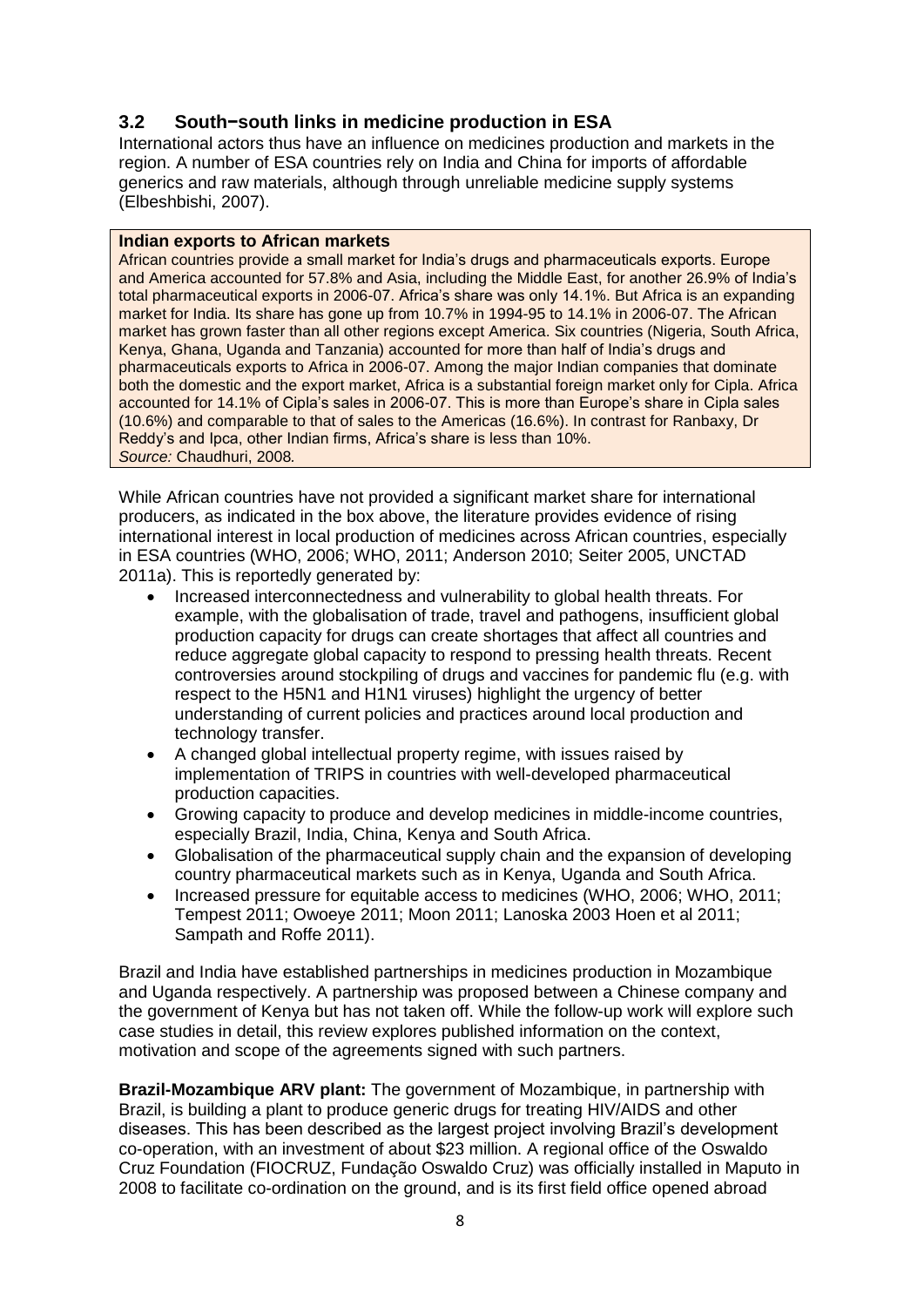## 3.2 South−south links in medicine production in ESA

International actors thus have an influence on medicines production and markets in the region. A number of ESA countries rely on India and China for imports of affordable generics and raw materials, although through unreliable medicine supply systems (Elbeshbishi, 2007).

**Indian exports to African markets**

African countries provide a small market for India's drugs and pharmaceuticals exports. Europe and America accounted for 57.8% and Asia, including the Middle East, for another 26.9% of India's total pharmaceutical exports in 2006-07. Africa's share was only 14.1%. But Africa is an expanding market for India. Its share has gone up from 10.7% in 1994-95 to 14.1% in 2006-07. The African market has grown faster than all other regions except America. Six countries (Nigeria, South Africa, Kenya, Ghana, Uganda and Tanzania) accounted for more than half of India's drugs and pharmaceuticals exports to Africa in 2006-07. Among the major Indian companies that dominate both the domestic and the export market, Africa is a substantial foreign market only for Cipla. Africa accounted for 14.1% of Cipla's sales in 2006-07. This is more than Europe's share in Cipla sales (10.6%) and comparable to that of sales to the Americas (16.6%). In contrast for Ranbaxy, Dr Reddy's and Ipca, other Indian firms, Africa's share is less than 10%.
*Source:* Chaudhuri, 2008*.*

While African countries have not provided a significant market share for international producers, as indicated in the box above, the literature provides evidence of rising international interest in local production of medicines across African countries, especially in ESA countries (WHO, 2006; WHO, 2011; Anderson 2010; Seiter 2005, UNCTAD 2011a). This is reportedly generated by:

- Increased interconnectedness and vulnerability to global health threats. For example, with the globalisation of trade, travel and pathogens, insufficient global production capacity for drugs can create shortages that affect all countries and reduce aggregate global capacity to respond to pressing health threats. Recent controversies around stockpiling of drugs and vaccines for pandemic flu (e.g. with respect to the H5N1 and H1N1 viruses) highlight the urgency of better understanding of current policies and practices around local production and technology transfer.
- A changed global intellectual property regime, with issues raised by implementation of TRIPS in countries with well-developed pharmaceutical production capacities.
- Growing capacity to produce and develop medicines in middle-income countries, especially Brazil, India, China, Kenya and South Africa.
- Globalisation of the pharmaceutical supply chain and the expansion of developing country pharmaceutical markets such as in Kenya, Uganda and South Africa.
- Increased pressure for equitable access to medicines (WHO, 2006; WHO, 2011; Tempest 2011; Owoeye 2011; Moon 2011; Lanoska 2003 Hoen et al 2011; Sampath and Roffe 2011).

Brazil and India have established partnerships in medicines production in Mozambique and Uganda respectively. A partnership was proposed between a Chinese company and the government of Kenya but has not taken off. While the follow-up work will explore such case studies in detail, this review explores published information on the context, motivation and scope of the agreements signed with such partners.

**Brazil-Mozambique ARV plant:** The government of Mozambique, in partnership with Brazil, is building a plant to produce generic drugs for treating HIV/AIDS and other diseases. This has been described as the largest project involving Brazil's development co-operation, with an investment of about $23 million. A regional office of the Oswaldo Cruz Foundation (FIOCRUZ, Fundação Oswaldo Cruz) was officially installed in Maputo in 2008 to facilitate co-ordination on the ground, and is its first field office opened abroad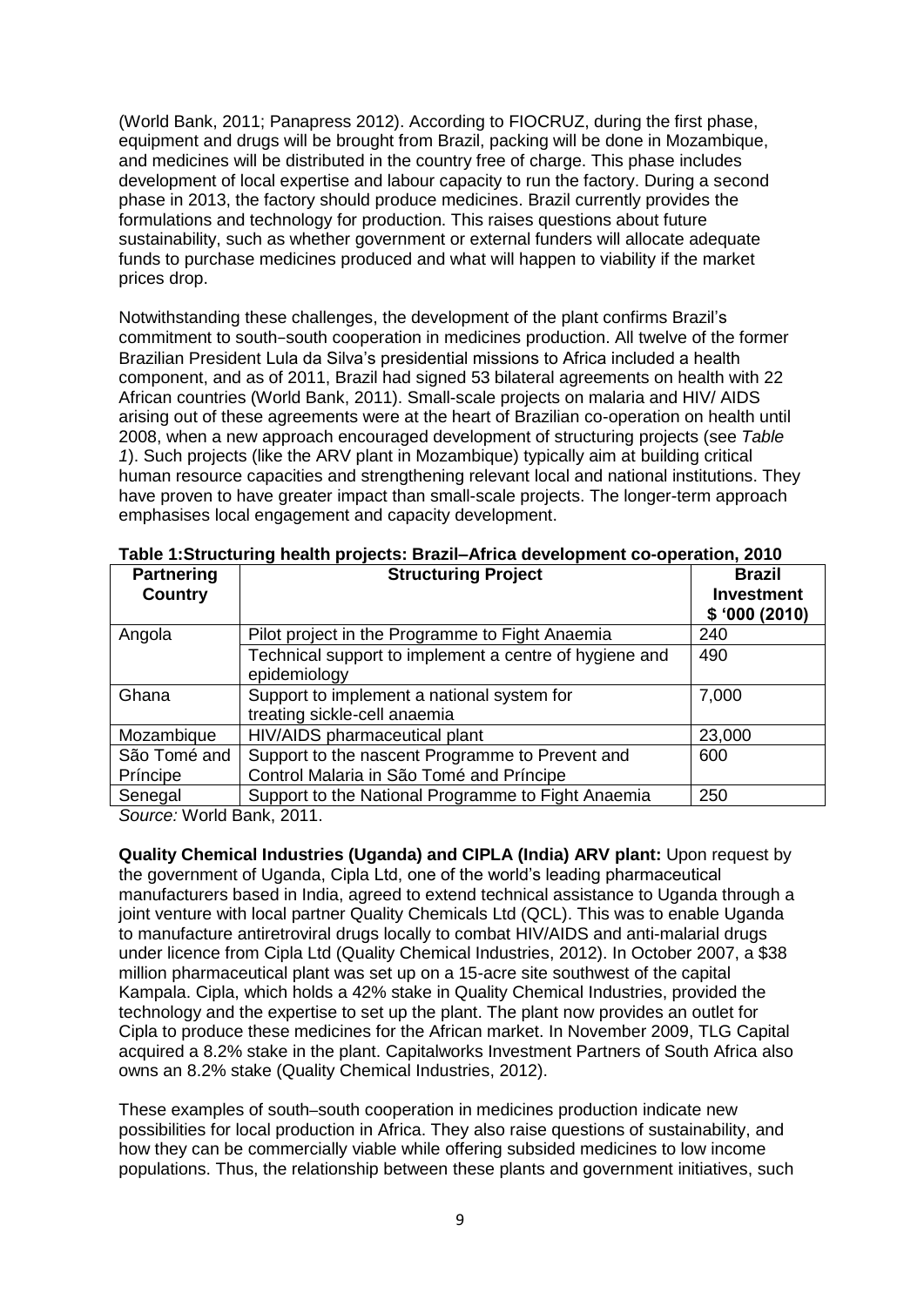(World Bank, 2011; Panapress 2012). According to FIOCRUZ, during the first phase, equipment and drugs will be brought from Brazil, packing will be done in Mozambique, and medicines will be distributed in the country free of charge. This phase includes development of local expertise and labour capacity to run the factory. During a second phase in 2013, the factory should produce medicines. Brazil currently provides the formulations and technology for production. This raises questions about future sustainability, such as whether government or external funders will allocate adequate funds to purchase medicines produced and what will happen to viability if the market prices drop.

Notwithstanding these challenges, the development of the plant confirms Brazil's commitment to south–south cooperation in medicines production. All twelve of the former Brazilian President Lula da Silva's presidential missions to Africa included a health component, and as of 2011, Brazil had signed 53 bilateral agreements on health with 22 African countries (World Bank, 2011). Small-scale projects on malaria and HIV/ AIDS arising out of these agreements were at the heart of Brazilian co-operation on health until 2008, when a new approach encouraged development of structuring projects (see *Table 1*). Such projects (like the ARV plant in Mozambique) typically aim at building critical human resource capacities and strengthening relevant local and national institutions. They have proven to have greater impact than small-scale projects. The longer-term approach emphasises local engagement and capacity development.

**Table 1:Structuring health projects: Brazil–Africa development co-operation, 2010**

| Partnering Country | Structuring Project | Brazil Investment $ '000 (2010) |
|---|---|---|
| Angola | Pilot project in the Programme to Fight Anaemia | 240 |
| | Technical support to implement a centre of hygiene and epidemiology | 490 |
| Ghana | Support to implement a national system for treating sickle-cell anaemia | 7,000 |
| Mozambique | HIV/AIDS pharmaceutical plant | 23,000 |
| São Tomé and Príncipe | Support to the nascent Programme to Prevent and Control Malaria in São Tomé and Príncipe | 600 |
| Senegal | Support to the National Programme to Fight Anaemia | 250 |

*Source:* World Bank, 2011.

**Quality Chemical Industries (Uganda) and CIPLA (India) ARV plant:** Upon request by the government of Uganda, Cipla Ltd, one of the world's leading pharmaceutical manufacturers based in India, agreed to extend technical assistance to Uganda through a joint venture with local partner Quality Chemicals Ltd (QCL). This was to enable Uganda to manufacture antiretroviral drugs locally to combat HIV/AIDS and anti-malarial drugs under licence from Cipla Ltd (Quality Chemical Industries, 2012). In October 2007, a $38 million pharmaceutical plant was set up on a 15-acre site southwest of the capital Kampala. Cipla, which holds a 42% stake in Quality Chemical Industries, provided the technology and the expertise to set up the plant. The plant now provides an outlet for Cipla to produce these medicines for the African market. In November 2009, TLG Capital acquired a 8.2% stake in the plant. Capitalworks Investment Partners of South Africa also owns an 8.2% stake (Quality Chemical Industries, 2012).

These examples of south–south cooperation in medicines production indicate new possibilities for local production in Africa. They also raise questions of sustainability, and how they can be commercially viable while offering subsided medicines to low income populations. Thus, the relationship between these plants and government initiatives, such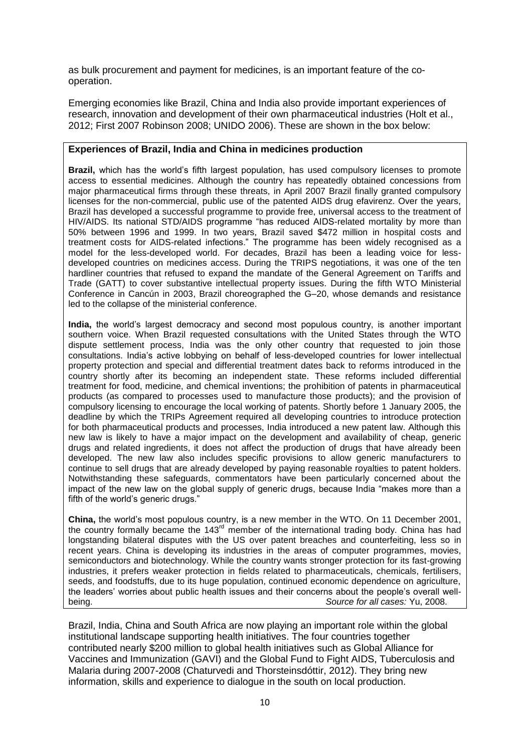as bulk procurement and payment for medicines, is an important feature of the co-operation.

Emerging economies like Brazil, China and India also provide important experiences of research, innovation and development of their own pharmaceutical industries (Holt et al., 2012; First 2007 Robinson 2008; UNIDO 2006). These are shown in the box below:

**Experiences of Brazil, India and China in medicines production**

**Brazil,** which has the world's fifth largest population, has used compulsory licenses to promote access to essential medicines. Although the country has repeatedly obtained concessions from major pharmaceutical firms through these threats, in April 2007 Brazil finally granted compulsory licenses for the non-commercial, public use of the patented AIDS drug efavirenz. Over the years, Brazil has developed a successful programme to provide free, universal access to the treatment of HIV/AIDS. Its national STD/AIDS programme "has reduced AIDS-related mortality by more than 50% between 1996 and 1999. In two years, Brazil saved $472 million in hospital costs and treatment costs for AIDS-related infections." The programme has been widely recognised as a model for the less-developed world. For decades, Brazil has been a leading voice for less-developed countries on medicines access. During the TRIPS negotiations, it was one of the ten hardliner countries that refused to expand the mandate of the General Agreement on Tariffs and Trade (GATT) to cover substantive intellectual property issues. During the fifth WTO Ministerial Conference in Cancún in 2003, Brazil choreographed the G–20, whose demands and resistance led to the collapse of the ministerial conference.

**India,** the world's largest democracy and second most populous country, is another important southern voice. When Brazil requested consultations with the United States through the WTO dispute settlement process, India was the only other country that requested to join those consultations. India's active lobbying on behalf of less-developed countries for lower intellectual property protection and special and differential treatment dates back to reforms introduced in the country shortly after its becoming an independent state. These reforms included differential treatment for food, medicine, and chemical inventions; the prohibition of patents in pharmaceutical products (as compared to processes used to manufacture those products); and the provision of compulsory licensing to encourage the local working of patents. Shortly before 1 January 2005, the deadline by which the TRIPs Agreement required all developing countries to introduce protection for both pharmaceutical products and processes, India introduced a new patent law. Although this new law is likely to have a major impact on the development and availability of cheap, generic drugs and related ingredients, it does not affect the production of drugs that have already been developed. The new law also includes specific provisions to allow generic manufacturers to continue to sell drugs that are already developed by paying reasonable royalties to patent holders. Notwithstanding these safeguards, commentators have been particularly concerned about the impact of the new law on the global supply of generic drugs, because India "makes more than a fifth of the world's generic drugs."

**China,** the world's most populous country, is a new member in the WTO. On 11 December 2001, the country formally became the 143rd member of the international trading body. China has had longstanding bilateral disputes with the US over patent breaches and counterfeiting, less so in recent years. China is developing its industries in the areas of computer programmes, movies, semiconductors and biotechnology. While the country wants stronger protection for its fast-growing industries, it prefers weaker protection in fields related to pharmaceuticals, chemicals, fertilisers, seeds, and foodstuffs, due to its huge population, continued economic dependence on agriculture, the leaders' worries about public health issues and their concerns about the people's overall well-being. *Source for all cases:* Yu, 2008.

Brazil, India, China and South Africa are now playing an important role within the global institutional landscape supporting health initiatives. The four countries together contributed nearly $200 million to global health initiatives such as Global Alliance for Vaccines and Immunization (GAVI) and the Global Fund to Fight AIDS, Tuberculosis and Malaria during 2007-2008 (Chaturvedi and Thorsteinsdóttir, 2012). They bring new information, skills and experience to dialogue in the south on local production.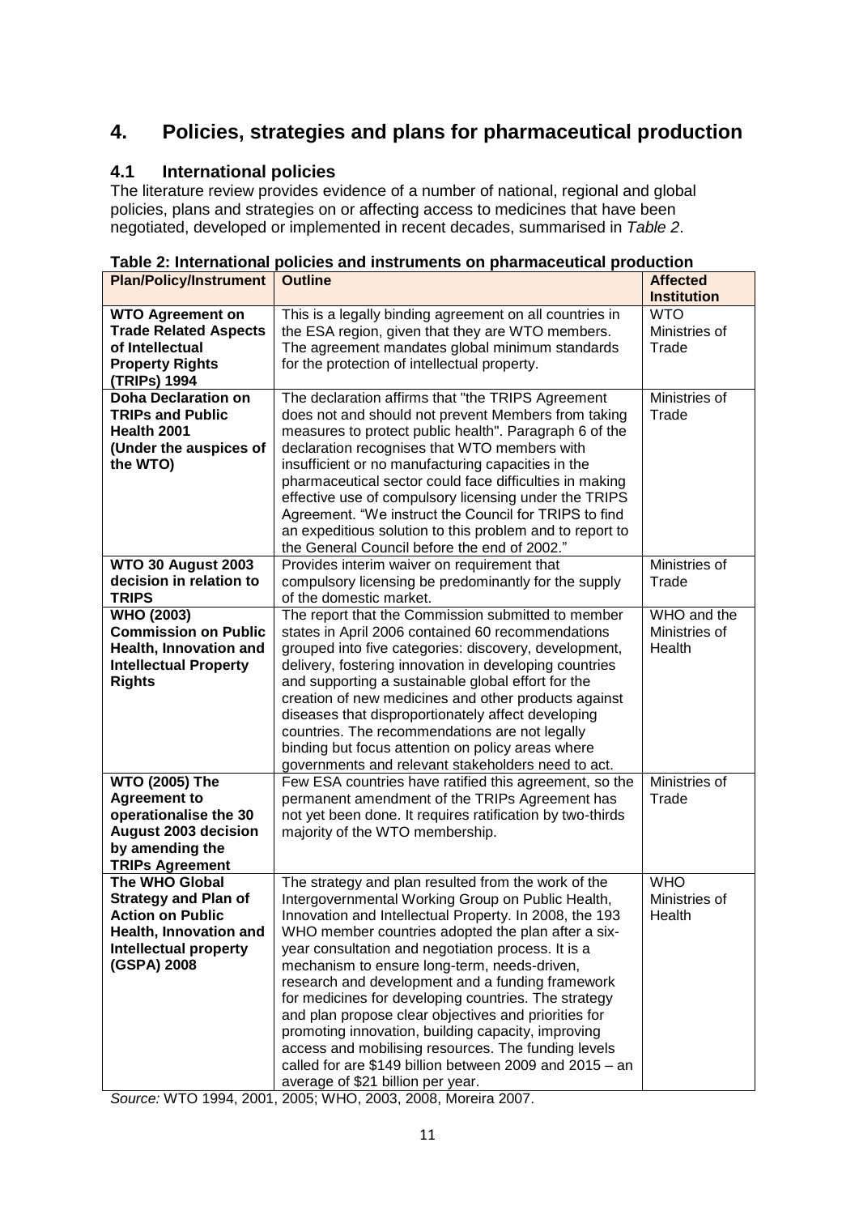# 4. Policies, strategies and plans for pharmaceutical production

## 4.1 International policies

The literature review provides evidence of a number of national, regional and global policies, plans and strategies on or affecting access to medicines that have been negotiated, developed or implemented in recent decades, summarised in *Table 2*.

**Table 2: International policies and instruments on pharmaceutical production**

| Plan/Policy/Instrument | Outline | Affected Institution |
|---|---|---|
| **WTO Agreement on Trade Related Aspects of Intellectual Property Rights (TRIPs) 1994** | This is a legally binding agreement on all countries in the ESA region, given that they are WTO members. The agreement mandates global minimum standards for the protection of intellectual property. | WTO Ministries of Trade |
| **Doha Declaration on TRIPs and Public Health 2001 (Under the auspices of the WTO)** | The declaration affirms that "the TRIPS Agreement does not and should not prevent Members from taking measures to protect public health". Paragraph 6 of the declaration recognises that WTO members with insufficient or no manufacturing capacities in the pharmaceutical sector could face difficulties in making effective use of compulsory licensing under the TRIPS Agreement. "We instruct the Council for TRIPS to find an expeditious solution to this problem and to report to the General Council before the end of 2002." | Ministries of Trade |
| **WTO 30 August 2003 decision in relation to TRIPS** | Provides interim waiver on requirement that compulsory licensing be predominantly for the supply of the domestic market. | Ministries of Trade |
| **WHO (2003) Commission on Public Health, Innovation and Intellectual Property Rights** | The report that the Commission submitted to member states in April 2006 contained 60 recommendations grouped into five categories: discovery, development, delivery, fostering innovation in developing countries and supporting a sustainable global effort for the creation of new medicines and other products against diseases that disproportionately affect developing countries. The recommendations are not legally binding but focus attention on policy areas where governments and relevant stakeholders need to act. | WHO and the Ministries of Health |
| **WTO (2005) The Agreement to operationalise the 30 August 2003 decision by amending the TRIPs Agreement** | Few ESA countries have ratified this agreement, so the permanent amendment of the TRIPs Agreement has not yet been done. It requires ratification by two-thirds majority of the WTO membership. | Ministries of Trade |
| **The WHO Global Strategy and Plan of Action on Public Health, Innovation and Intellectual property (GSPA) 2008** | The strategy and plan resulted from the work of the Intergovernmental Working Group on Public Health, Innovation and Intellectual Property. In 2008, the 193 WHO member countries adopted the plan after a six-year consultation and negotiation process. It is a mechanism to ensure long-term, needs-driven, research and development and a funding framework for medicines for developing countries. The strategy and plan propose clear objectives and priorities for promoting innovation, building capacity, improving access and mobilising resources. The funding levels called for are \$149 billion between 2009 and 2015 – an average of \$21 billion per year. | WHO Ministries of Health |

*Source:* WTO 1994, 2001, 2005; WHO, 2003, 2008, Moreira 2007.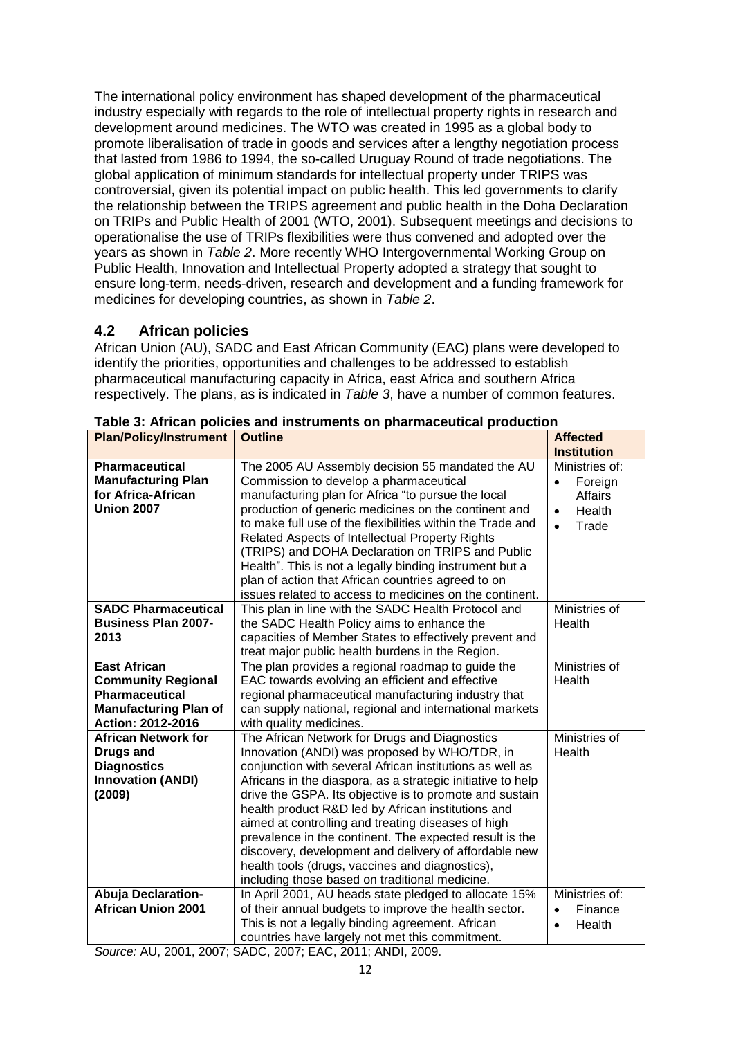The international policy environment has shaped development of the pharmaceutical industry especially with regards to the role of intellectual property rights in research and development around medicines. The WTO was created in 1995 as a global body to promote liberalisation of trade in goods and services after a lengthy negotiation process that lasted from 1986 to 1994, the so-called Uruguay Round of trade negotiations. The global application of minimum standards for intellectual property under TRIPS was controversial, given its potential impact on public health. This led governments to clarify the relationship between the TRIPS agreement and public health in the Doha Declaration on TRIPs and Public Health of 2001 (WTO, 2001). Subsequent meetings and decisions to operationalise the use of TRIPs flexibilities were thus convened and adopted over the years as shown in *Table 2*. More recently WHO Intergovernmental Working Group on Public Health, Innovation and Intellectual Property adopted a strategy that sought to ensure long-term, needs-driven, research and development and a funding framework for medicines for developing countries, as shown in *Table 2*.

## 4.2 African policies

African Union (AU), SADC and East African Community (EAC) plans were developed to identify the priorities, opportunities and challenges to be addressed to establish pharmaceutical manufacturing capacity in Africa, east Africa and southern Africa respectively. The plans, as is indicated in *Table 3*, have a number of common features.

**Table 3: African policies and instruments on pharmaceutical production**

| Plan/Policy/Instrument | Outline | Affected Institution |
|---|---|---|
| **Pharmaceutical Manufacturing Plan for Africa-African Union 2007** | The 2005 AU Assembly decision 55 mandated the AU Commission to develop a pharmaceutical manufacturing plan for Africa "to pursue the local production of generic medicines on the continent and to make full use of the flexibilities within the Trade and Related Aspects of Intellectual Property Rights (TRIPS) and DOHA Declaration on TRIPS and Public Health". This is not a legally binding instrument but a plan of action that African countries agreed to on issues related to access to medicines on the continent. | Ministries of: • Foreign Affairs • Health • Trade |
| **SADC Pharmaceutical Business Plan 2007-2013** | This plan in line with the SADC Health Protocol and the SADC Health Policy aims to enhance the capacities of Member States to effectively prevent and treat major public health burdens in the Region. | Ministries of Health |
| **East African Community Regional Pharmaceutical Manufacturing Plan of Action: 2012-2016** | The plan provides a regional roadmap to guide the EAC towards evolving an efficient and effective regional pharmaceutical manufacturing industry that can supply national, regional and international markets with quality medicines. | Ministries of Health |
| **African Network for Drugs and Diagnostics Innovation (ANDI) (2009)** | The African Network for Drugs and Diagnostics Innovation (ANDI) was proposed by WHO/TDR, in conjunction with several African institutions as well as Africans in the diaspora, as a strategic initiative to help drive the GSPA. Its objective is to promote and sustain health product R&D led by African institutions and aimed at controlling and treating diseases of high prevalence in the continent. The expected result is the discovery, development and delivery of affordable new health tools (drugs, vaccines and diagnostics), including those based on traditional medicine. | Ministries of Health |
| **Abuja Declaration-African Union 2001** | In April 2001, AU heads state pledged to allocate 15% of their annual budgets to improve the health sector. This is not a legally binding agreement. African countries have largely not met this commitment. | Ministries of: • Finance • Health |

*Source:* AU, 2001, 2007; SADC, 2007; EAC, 2011; ANDI, 2009.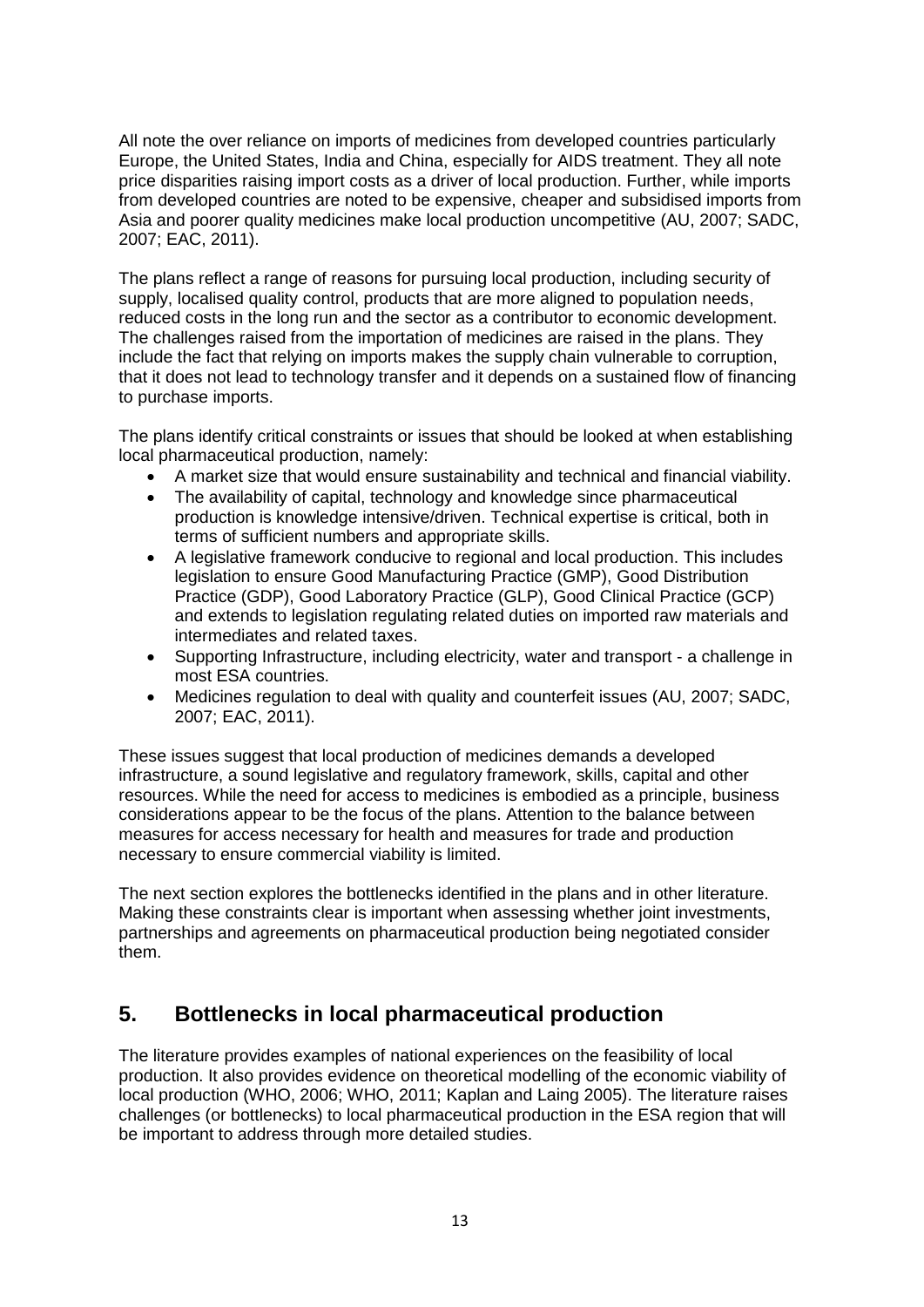All note the over reliance on imports of medicines from developed countries particularly Europe, the United States, India and China, especially for AIDS treatment. They all note price disparities raising import costs as a driver of local production. Further, while imports from developed countries are noted to be expensive, cheaper and subsidised imports from Asia and poorer quality medicines make local production uncompetitive (AU, 2007; SADC, 2007; EAC, 2011).

The plans reflect a range of reasons for pursuing local production, including security of supply, localised quality control, products that are more aligned to population needs, reduced costs in the long run and the sector as a contributor to economic development. The challenges raised from the importation of medicines are raised in the plans. They include the fact that relying on imports makes the supply chain vulnerable to corruption, that it does not lead to technology transfer and it depends on a sustained flow of financing to purchase imports.

The plans identify critical constraints or issues that should be looked at when establishing local pharmaceutical production, namely:

- A market size that would ensure sustainability and technical and financial viability.
- The availability of capital, technology and knowledge since pharmaceutical production is knowledge intensive/driven. Technical expertise is critical, both in terms of sufficient numbers and appropriate skills.
- A legislative framework conducive to regional and local production. This includes legislation to ensure Good Manufacturing Practice (GMP), Good Distribution Practice (GDP), Good Laboratory Practice (GLP), Good Clinical Practice (GCP) and extends to legislation regulating related duties on imported raw materials and intermediates and related taxes.
- Supporting Infrastructure, including electricity, water and transport - a challenge in most ESA countries.
- Medicines regulation to deal with quality and counterfeit issues (AU, 2007; SADC, 2007; EAC, 2011).

These issues suggest that local production of medicines demands a developed infrastructure, a sound legislative and regulatory framework, skills, capital and other resources. While the need for access to medicines is embodied as a principle, business considerations appear to be the focus of the plans. Attention to the balance between measures for access necessary for health and measures for trade and production necessary to ensure commercial viability is limited.

The next section explores the bottlenecks identified in the plans and in other literature. Making these constraints clear is important when assessing whether joint investments, partnerships and agreements on pharmaceutical production being negotiated consider them.

## 5. Bottlenecks in local pharmaceutical production

The literature provides examples of national experiences on the feasibility of local production. It also provides evidence on theoretical modelling of the economic viability of local production (WHO, 2006; WHO, 2011; Kaplan and Laing 2005). The literature raises challenges (or bottlenecks) to local pharmaceutical production in the ESA region that will be important to address through more detailed studies.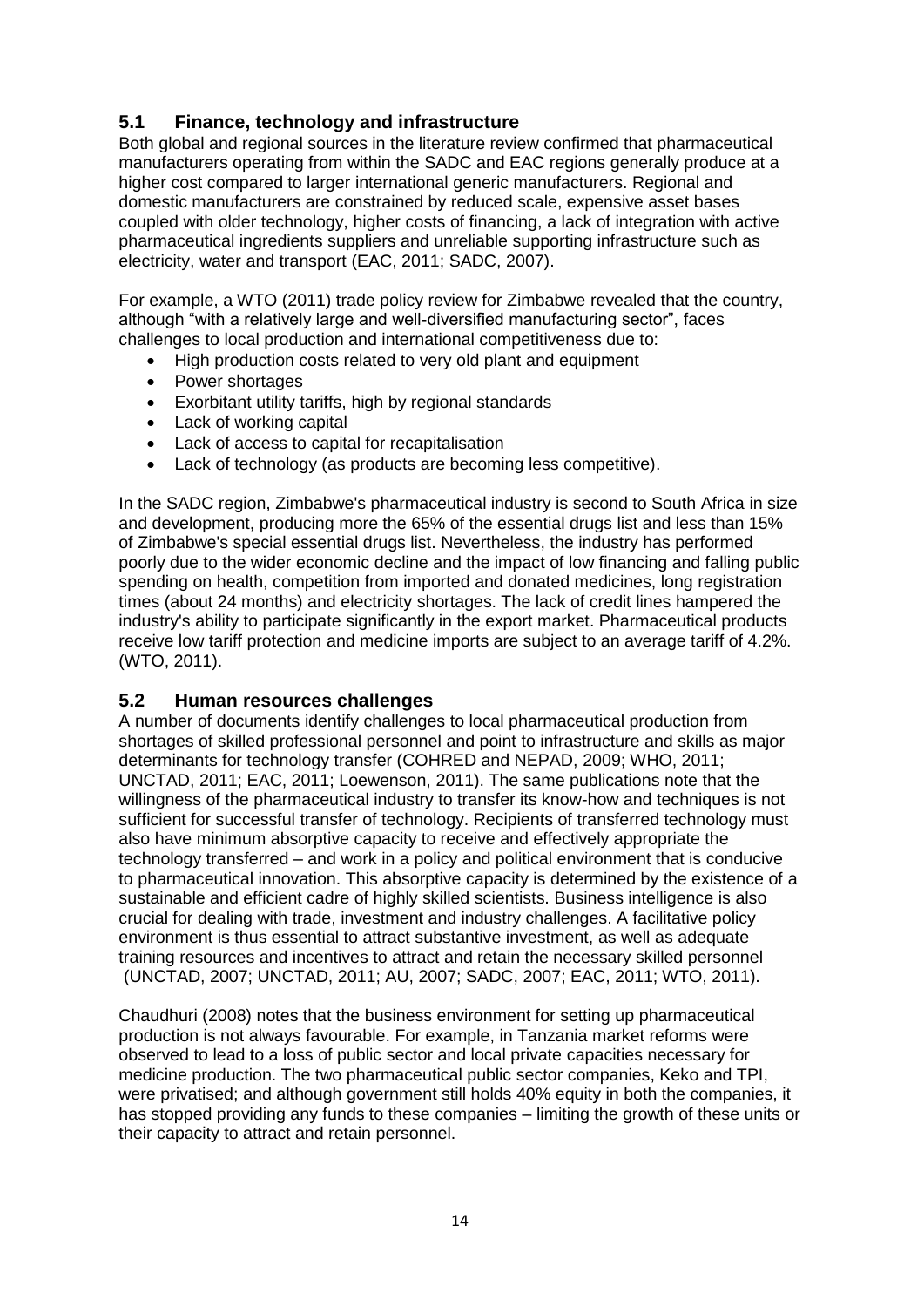## 5.1 Finance, technology and infrastructure

Both global and regional sources in the literature review confirmed that pharmaceutical manufacturers operating from within the SADC and EAC regions generally produce at a higher cost compared to larger international generic manufacturers. Regional and domestic manufacturers are constrained by reduced scale, expensive asset bases coupled with older technology, higher costs of financing, a lack of integration with active pharmaceutical ingredients suppliers and unreliable supporting infrastructure such as electricity, water and transport (EAC, 2011; SADC, 2007).

For example, a WTO (2011) trade policy review for Zimbabwe revealed that the country, although "with a relatively large and well-diversified manufacturing sector", faces challenges to local production and international competitiveness due to:

- High production costs related to very old plant and equipment
- Power shortages
- Exorbitant utility tariffs, high by regional standards
- Lack of working capital
- Lack of access to capital for recapitalisation
- Lack of technology (as products are becoming less competitive).

In the SADC region, Zimbabwe's pharmaceutical industry is second to South Africa in size and development, producing more the 65% of the essential drugs list and less than 15% of Zimbabwe's special essential drugs list. Nevertheless, the industry has performed poorly due to the wider economic decline and the impact of low financing and falling public spending on health, competition from imported and donated medicines, long registration times (about 24 months) and electricity shortages. The lack of credit lines hampered the industry's ability to participate significantly in the export market. Pharmaceutical products receive low tariff protection and medicine imports are subject to an average tariff of 4.2%. (WTO, 2011).

## 5.2 Human resources challenges

A number of documents identify challenges to local pharmaceutical production from shortages of skilled professional personnel and point to infrastructure and skills as major determinants for technology transfer (COHRED and NEPAD, 2009; WHO, 2011; UNCTAD, 2011; EAC, 2011; Loewenson, 2011). The same publications note that the willingness of the pharmaceutical industry to transfer its know-how and techniques is not sufficient for successful transfer of technology. Recipients of transferred technology must also have minimum absorptive capacity to receive and effectively appropriate the technology transferred – and work in a policy and political environment that is conducive to pharmaceutical innovation. This absorptive capacity is determined by the existence of a sustainable and efficient cadre of highly skilled scientists. Business intelligence is also crucial for dealing with trade, investment and industry challenges. A facilitative policy environment is thus essential to attract substantive investment, as well as adequate training resources and incentives to attract and retain the necessary skilled personnel (UNCTAD, 2007; UNCTAD, 2011; AU, 2007; SADC, 2007; EAC, 2011; WTO, 2011).

Chaudhuri (2008) notes that the business environment for setting up pharmaceutical production is not always favourable. For example, in Tanzania market reforms were observed to lead to a loss of public sector and local private capacities necessary for medicine production. The two pharmaceutical public sector companies, Keko and TPI, were privatised; and although government still holds 40% equity in both the companies, it has stopped providing any funds to these companies – limiting the growth of these units or their capacity to attract and retain personnel.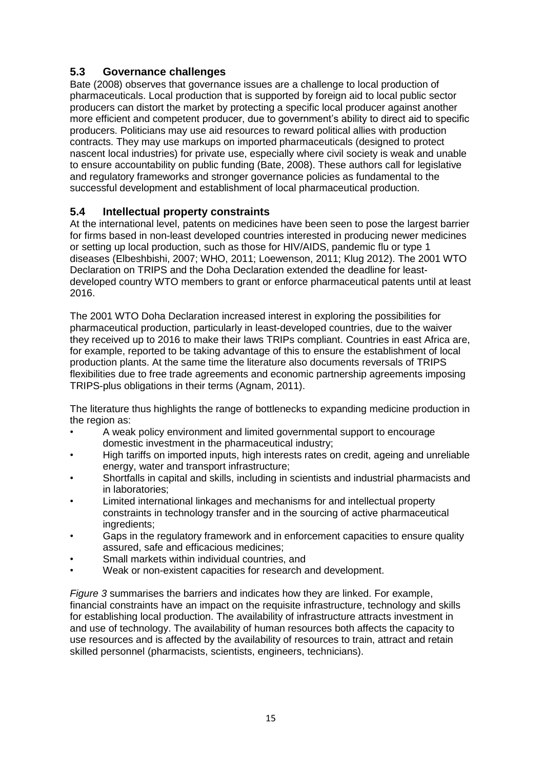## 5.3 Governance challenges

Bate (2008) observes that governance issues are a challenge to local production of pharmaceuticals. Local production that is supported by foreign aid to local public sector producers can distort the market by protecting a specific local producer against another more efficient and competent producer, due to government's ability to direct aid to specific producers. Politicians may use aid resources to reward political allies with production contracts. They may use markups on imported pharmaceuticals (designed to protect nascent local industries) for private use, especially where civil society is weak and unable to ensure accountability on public funding (Bate, 2008). These authors call for legislative and regulatory frameworks and stronger governance policies as fundamental to the successful development and establishment of local pharmaceutical production.

## 5.4 Intellectual property constraints

At the international level, patents on medicines have been seen to pose the largest barrier for firms based in non-least developed countries interested in producing newer medicines or setting up local production, such as those for HIV/AIDS, pandemic flu or type 1 diseases (Elbeshbishi, 2007; WHO, 2011; Loewenson, 2011; Klug 2012). The 2001 WTO Declaration on TRIPS and the Doha Declaration extended the deadline for least-developed country WTO members to grant or enforce pharmaceutical patents until at least 2016.

The 2001 WTO Doha Declaration increased interest in exploring the possibilities for pharmaceutical production, particularly in least-developed countries, due to the waiver they received up to 2016 to make their laws TRIPs compliant. Countries in east Africa are, for example, reported to be taking advantage of this to ensure the establishment of local production plants. At the same time the literature also documents reversals of TRIPS flexibilities due to free trade agreements and economic partnership agreements imposing TRIPS-plus obligations in their terms (Agnam, 2011).

The literature thus highlights the range of bottlenecks to expanding medicine production in the region as:

- A weak policy environment and limited governmental support to encourage domestic investment in the pharmaceutical industry;
- High tariffs on imported inputs, high interests rates on credit, ageing and unreliable energy, water and transport infrastructure;
- Shortfalls in capital and skills, including in scientists and industrial pharmacists and in laboratories;
- Limited international linkages and mechanisms for and intellectual property constraints in technology transfer and in the sourcing of active pharmaceutical ingredients;
- Gaps in the regulatory framework and in enforcement capacities to ensure quality assured, safe and efficacious medicines;
- Small markets within individual countries, and
- Weak or non-existent capacities for research and development.

*Figure 3* summarises the barriers and indicates how they are linked. For example, financial constraints have an impact on the requisite infrastructure, technology and skills for establishing local production. The availability of infrastructure attracts investment in and use of technology. The availability of human resources both affects the capacity to use resources and is affected by the availability of resources to train, attract and retain skilled personnel (pharmacists, scientists, engineers, technicians).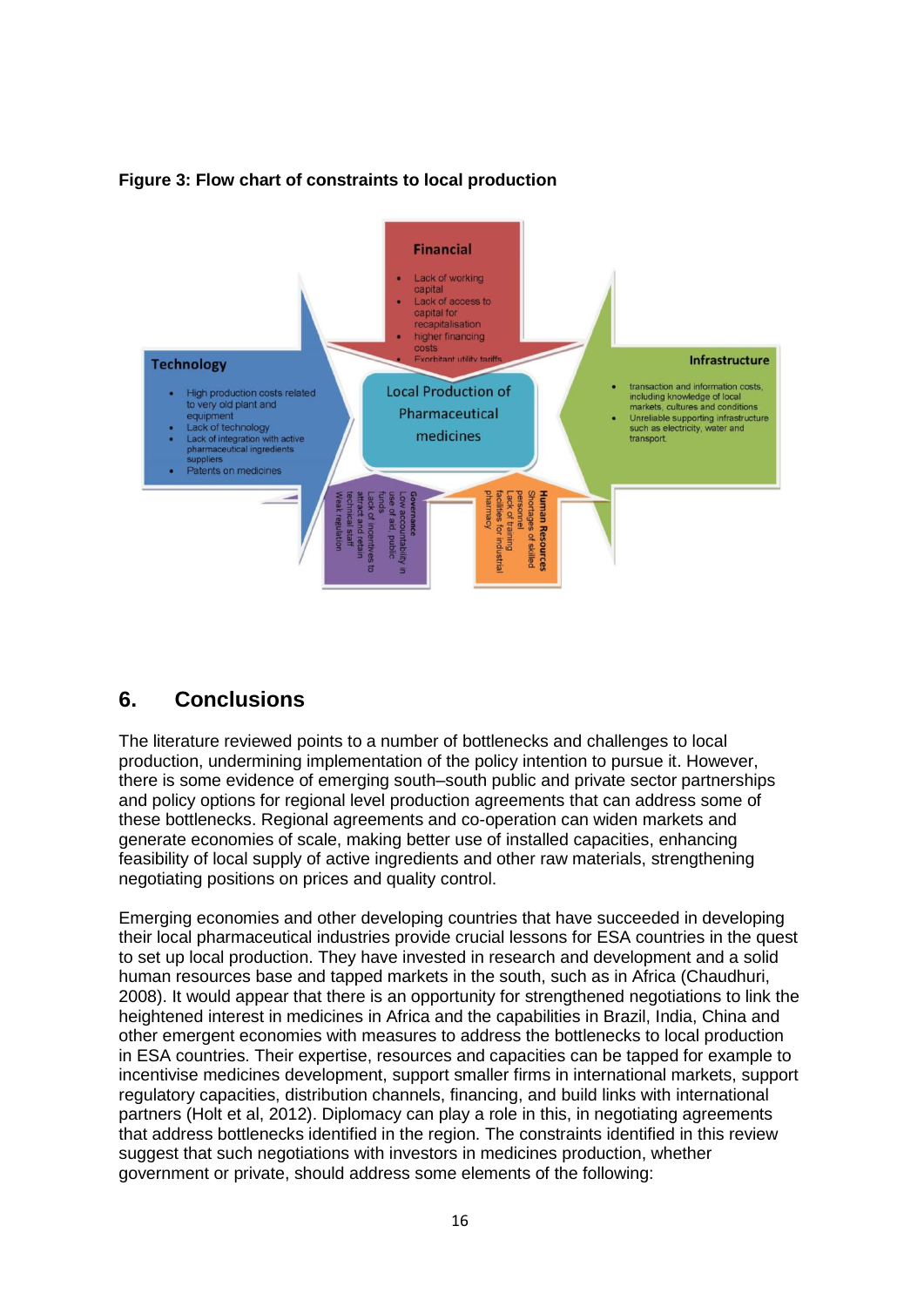**Figure 3: Flow chart of constraints to local production**

**Financial**

- Lack of working capital
- Lack of access to capital for recapitalisation
- higher financing costs
- Exorbitant utility tariffs

**Technology**

- High production costs related to very old plant and equipment
- Lack of technology
- Lack of integration with active pharmaceutical ingredients suppliers
- Patents on medicines

**Local Production of Pharmaceutical medicines**

**Infrastructure**

- transaction and information costs, including knowledge of local markets, cultures and conditions
- Unreliable supporting infrastructure such as electricity, water and transport

**Governance**

Low accountability in use of aid, public funds
Lack of incentives to attract and retain technical staff
Weak regulation

**Human Resources**

Shortages of skilled personnel
Lack of training facilities for industrial pharmacy

## 6. Conclusions

The literature reviewed points to a number of bottlenecks and challenges to local production, undermining implementation of the policy intention to pursue it. However, there is some evidence of emerging south–south public and private sector partnerships and policy options for regional level production agreements that can address some of these bottlenecks. Regional agreements and co-operation can widen markets and generate economies of scale, making better use of installed capacities, enhancing feasibility of local supply of active ingredients and other raw materials, strengthening negotiating positions on prices and quality control.

Emerging economies and other developing countries that have succeeded in developing their local pharmaceutical industries provide crucial lessons for ESA countries in the quest to set up local production. They have invested in research and development and a solid human resources base and tapped markets in the south, such as in Africa (Chaudhuri, 2008). It would appear that there is an opportunity for strengthened negotiations to link the heightened interest in medicines in Africa and the capabilities in Brazil, India, China and other emergent economies with measures to address the bottlenecks to local production in ESA countries. Their expertise, resources and capacities can be tapped for example to incentivise medicines development, support smaller firms in international markets, support regulatory capacities, distribution channels, financing, and build links with international partners (Holt et al, 2012). Diplomacy can play a role in this, in negotiating agreements that address bottlenecks identified in the region. The constraints identified in this review suggest that such negotiations with investors in medicines production, whether government or private, should address some elements of the following: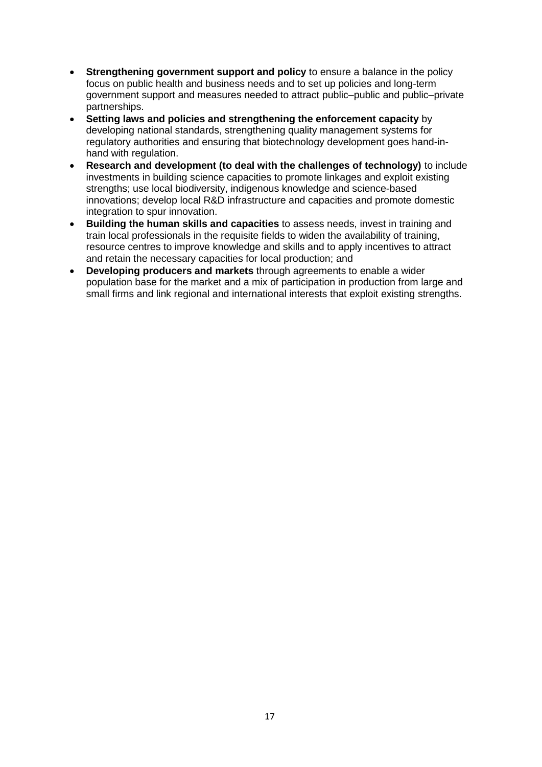- **Strengthening government support and policy** to ensure a balance in the policy focus on public health and business needs and to set up policies and long-term government support and measures needed to attract public–public and public–private partnerships.
- **Setting laws and policies and strengthening the enforcement capacity** by developing national standards, strengthening quality management systems for regulatory authorities and ensuring that biotechnology development goes hand-in-hand with regulation.
- **Research and development (to deal with the challenges of technology)** to include investments in building science capacities to promote linkages and exploit existing strengths; use local biodiversity, indigenous knowledge and science-based innovations; develop local R&D infrastructure and capacities and promote domestic integration to spur innovation.
- **Building the human skills and capacities** to assess needs, invest in training and train local professionals in the requisite fields to widen the availability of training, resource centres to improve knowledge and skills and to apply incentives to attract and retain the necessary capacities for local production; and
- **Developing producers and markets** through agreements to enable a wider population base for the market and a mix of participation in production from large and small firms and link regional and international interests that exploit existing strengths.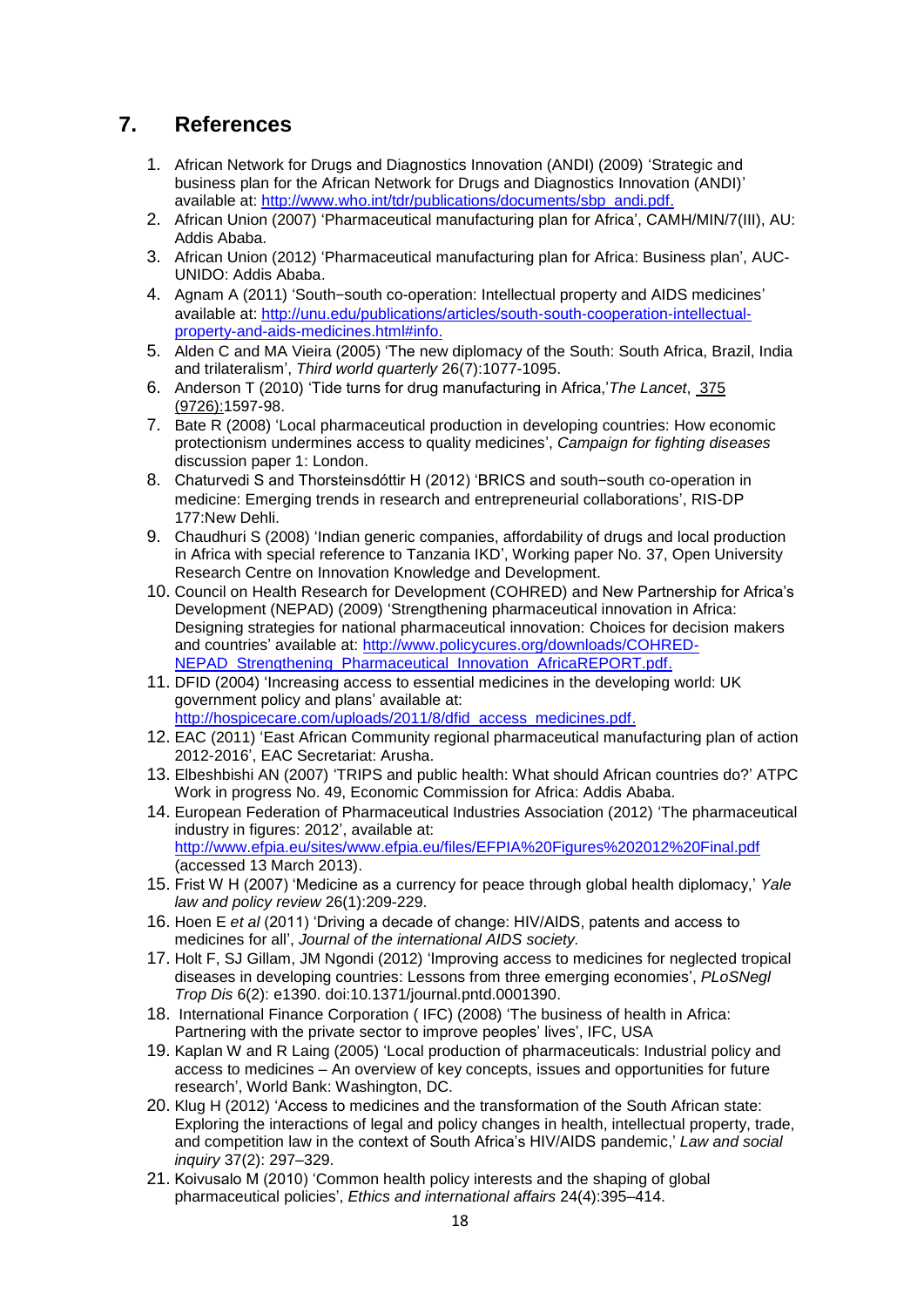## 7. References

1. African Network for Drugs and Diagnostics Innovation (ANDI) (2009) 'Strategic and business plan for the African Network for Drugs and Diagnostics Innovation (ANDI)' available at: http://www.who.int/tdr/publications/documents/sbp_andi.pdf.
2. African Union (2007) 'Pharmaceutical manufacturing plan for Africa', CAMH/MIN/7(III), AU: Addis Ababa.
3. African Union (2012) 'Pharmaceutical manufacturing plan for Africa: Business plan', AUC-UNIDO: Addis Ababa.
4. Agnam A (2011) 'South−south co-operation: Intellectual property and AIDS medicines' available at: http://unu.edu/publications/articles/south-south-cooperation-intellectual-property-and-aids-medicines.html#info.
5. Alden C and MA Vieira (2005) 'The new diplomacy of the South: South Africa, Brazil, India and trilateralism', *Third world quarterly* 26(7):1077-1095.
6. Anderson T (2010) 'Tide turns for drug manufacturing in Africa,'*The Lancet*, 375 (9726):1597-98.
7. Bate R (2008) 'Local pharmaceutical production in developing countries: How economic protectionism undermines access to quality medicines', *Campaign for fighting diseases* discussion paper 1: London.
8. Chaturvedi S and Thorsteinsdóttir H (2012) 'BRICS and south−south co-operation in medicine: Emerging trends in research and entrepreneurial collaborations', RIS-DP 177:New Dehli.
9. Chaudhuri S (2008) 'Indian generic companies, affordability of drugs and local production in Africa with special reference to Tanzania IKD', Working paper No. 37, Open University Research Centre on Innovation Knowledge and Development.
10. Council on Health Research for Development (COHRED) and New Partnership for Africa's Development (NEPAD) (2009) 'Strengthening pharmaceutical innovation in Africa: Designing strategies for national pharmaceutical innovation: Choices for decision makers and countries' available at: http://www.policycures.org/downloads/COHRED-NEPAD_Strengthening_Pharmaceutical_Innovation_AfricaREPORT.pdf.
11. DFID (2004) 'Increasing access to essential medicines in the developing world: UK government policy and plans' available at: http://hospicecare.com/uploads/2011/8/dfid_access_medicines.pdf.
12. EAC (2011) 'East African Community regional pharmaceutical manufacturing plan of action 2012-2016', EAC Secretariat: Arusha.
13. Elbeshbishi AN (2007) 'TRIPS and public health: What should African countries do?' ATPC Work in progress No. 49, Economic Commission for Africa: Addis Ababa.
14. European Federation of Pharmaceutical Industries Association (2012) 'The pharmaceutical industry in figures: 2012', available at: http://www.efpia.eu/sites/www.efpia.eu/files/EFPIA%20Figures%202012%20Final.pdf (accessed 13 March 2013).
15. Frist W H (2007) 'Medicine as a currency for peace through global health diplomacy,' *Yale law and policy review* 26(1):209-229.
16. Hoen E *et al* (2011) 'Driving a decade of change: HIV/AIDS, patents and access to medicines for all', *Journal of the international AIDS society.*
17. Holt F, SJ Gillam, JM Ngondi (2012) 'Improving access to medicines for neglected tropical diseases in developing countries: Lessons from three emerging economies', *PLoSNegl Trop Dis* 6(2): e1390. doi:10.1371/journal.pntd.0001390.
18. International Finance Corporation ( IFC) (2008) 'The business of health in Africa: Partnering with the private sector to improve peoples' lives', IFC, USA
19. Kaplan W and R Laing (2005) 'Local production of pharmaceuticals: Industrial policy and access to medicines – An overview of key concepts, issues and opportunities for future research', World Bank: Washington, DC.
20. Klug H (2012) 'Access to medicines and the transformation of the South African state: Exploring the interactions of legal and policy changes in health, intellectual property, trade, and competition law in the context of South Africa's HIV/AIDS pandemic,' *Law and social inquiry* 37(2): 297–329.
21. Koivusalo M (2010) 'Common health policy interests and the shaping of global pharmaceutical policies', *Ethics and international affairs* 24(4):395–414.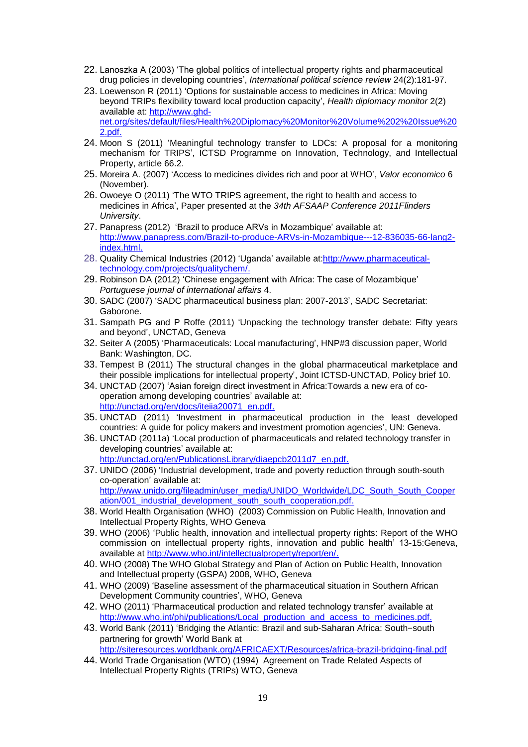22. Lanoszka A (2003) 'The global politics of intellectual property rights and pharmaceutical drug policies in developing countries', *International political science review* 24(2):181-97.
23. Loewenson R (2011) 'Options for sustainable access to medicines in Africa: Moving beyond TRIPs flexibility toward local production capacity', *Health diplomacy monitor* 2(2) available at: http://www.ghd-net.org/sites/default/files/Health%20Diplomacy%20Monitor%20Volume%202%20Issue%202.pdf.
24. Moon S (2011) 'Meaningful technology transfer to LDCs: A proposal for a monitoring mechanism for TRIPS', ICTSD Programme on Innovation, Technology, and Intellectual Property, article 66.2.
25. Moreira A. (2007) 'Access to medicines divides rich and poor at WHO', *Valor economico* 6 (November).
26. Owoeye O (2011) 'The WTO TRIPS agreement, the right to health and access to medicines in Africa', Paper presented at the *34th AFSAAP Conference 2011Flinders University*.
27. Panapress (2012) 'Brazil to produce ARVs in Mozambique' available at: http://www.panapress.com/Brazil-to-produce-ARVs-in-Mozambique---12-836035-66-lang2-index.html.
28. Quality Chemical Industries (2012) 'Uganda' available at:http://www.pharmaceutical-technology.com/projects/qualitychem/.
29. Robinson DA (2012) 'Chinese engagement with Africa: The case of Mozambique' *Portuguese journal of international affairs* 4.
30. SADC (2007) 'SADC pharmaceutical business plan: 2007-2013', SADC Secretariat: Gaborone.
31. Sampath PG and P Roffe (2011) 'Unpacking the technology transfer debate: Fifty years and beyond', UNCTAD, Geneva
32. Seiter A (2005) 'Pharmaceuticals: Local manufacturing', HNP#3 discussion paper, World Bank: Washington, DC.
33. Tempest B (2011) The structural changes in the global pharmaceutical marketplace and their possible implications for intellectual property', Joint ICTSD-UNCTAD, Policy brief 10.
34. UNCTAD (2007) 'Asian foreign direct investment in Africa:Towards a new era of co-operation among developing countries' available at: http://unctad.org/en/docs/iteiia20071_en.pdf.
35. UNCTAD (2011) 'Investment in pharmaceutical production in the least developed countries: A guide for policy makers and investment promotion agencies', UN: Geneva.
36. UNCTAD (2011a) 'Local production of pharmaceuticals and related technology transfer in developing countries' available at: http://unctad.org/en/PublicationsLibrary/diaepcb2011d7_en.pdf.
37. UNIDO (2006) 'Industrial development, trade and poverty reduction through south-south co-operation' available at: http://www.unido.org/fileadmin/user_media/UNIDO_Worldwide/LDC_South_South_Cooperation/001_industrial_development_south_south_cooperation.pdf.
38. World Health Organisation (WHO) (2003) Commission on Public Health, Innovation and Intellectual Property Rights, WHO Geneva
39. WHO (2006) 'Public health, innovation and intellectual property rights: Report of the WHO commission on intellectual property rights, innovation and public health' 13-15:Geneva, available at http://www.who.int/intellectualproperty/report/en/.
40. WHO (2008) The WHO Global Strategy and Plan of Action on Public Health, Innovation and Intellectual property (GSPA) 2008, WHO, Geneva
41. WHO (2009) 'Baseline assessment of the pharmaceutical situation in Southern African Development Community countries', WHO, Geneva
42. WHO (2011) 'Pharmaceutical production and related technology transfer' available at http://www.who.int/phi/publications/Local_production_and_access_to_medicines.pdf.
43. World Bank (2011) 'Bridging the Atlantic: Brazil and sub-Saharan Africa: South−south partnering for growth' World Bank at http://siteresources.worldbank.org/AFRICAEXT/Resources/africa-brazil-bridging-final.pdf
44. World Trade Organisation (WTO) (1994) Agreement on Trade Related Aspects of Intellectual Property Rights (TRIPs) WTO, Geneva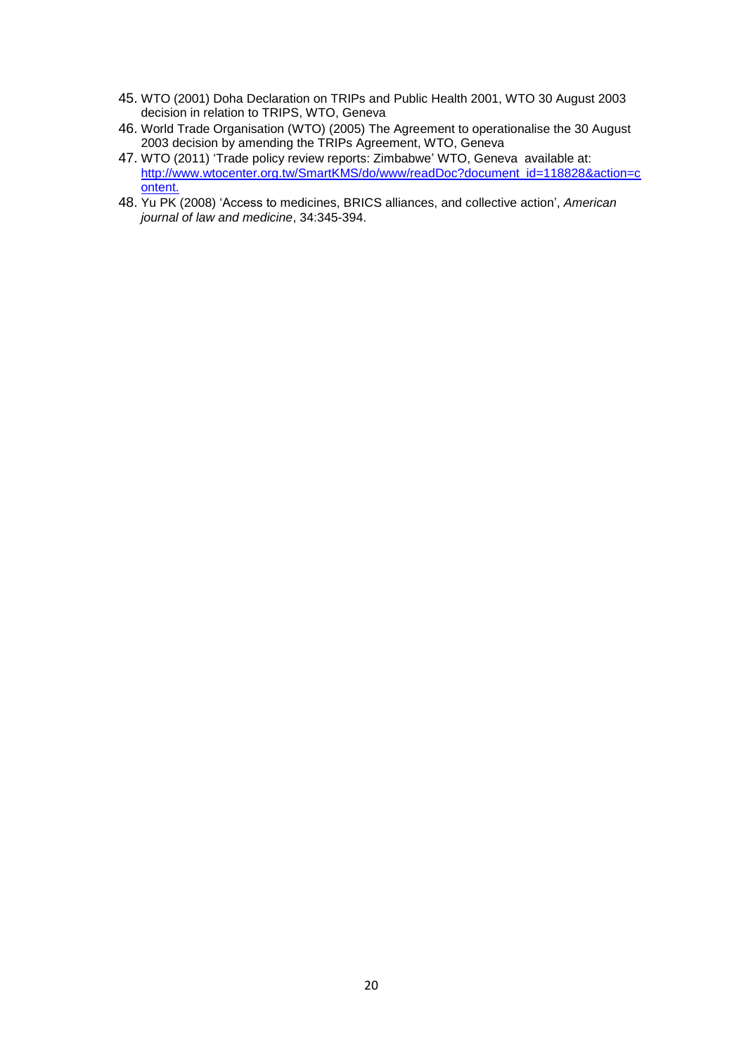45. WTO (2001) Doha Declaration on TRIPs and Public Health 2001, WTO 30 August 2003 decision in relation to TRIPS, WTO, Geneva
46. World Trade Organisation (WTO) (2005) The Agreement to operationalise the 30 August 2003 decision by amending the TRIPs Agreement, WTO, Geneva
47. WTO (2011) 'Trade policy review reports: Zimbabwe' WTO, Geneva available at: [http://www.wtocenter.org.tw/SmartKMS/do/www/readDoc?document_id=118828&action=content.](http://www.wtocenter.org.tw/SmartKMS/do/www/readDoc?document_id=118828&action=content)
48. Yu PK (2008) 'Access to medicines, BRICS alliances, and collective action', *American journal of law and medicine*, 34:345-394.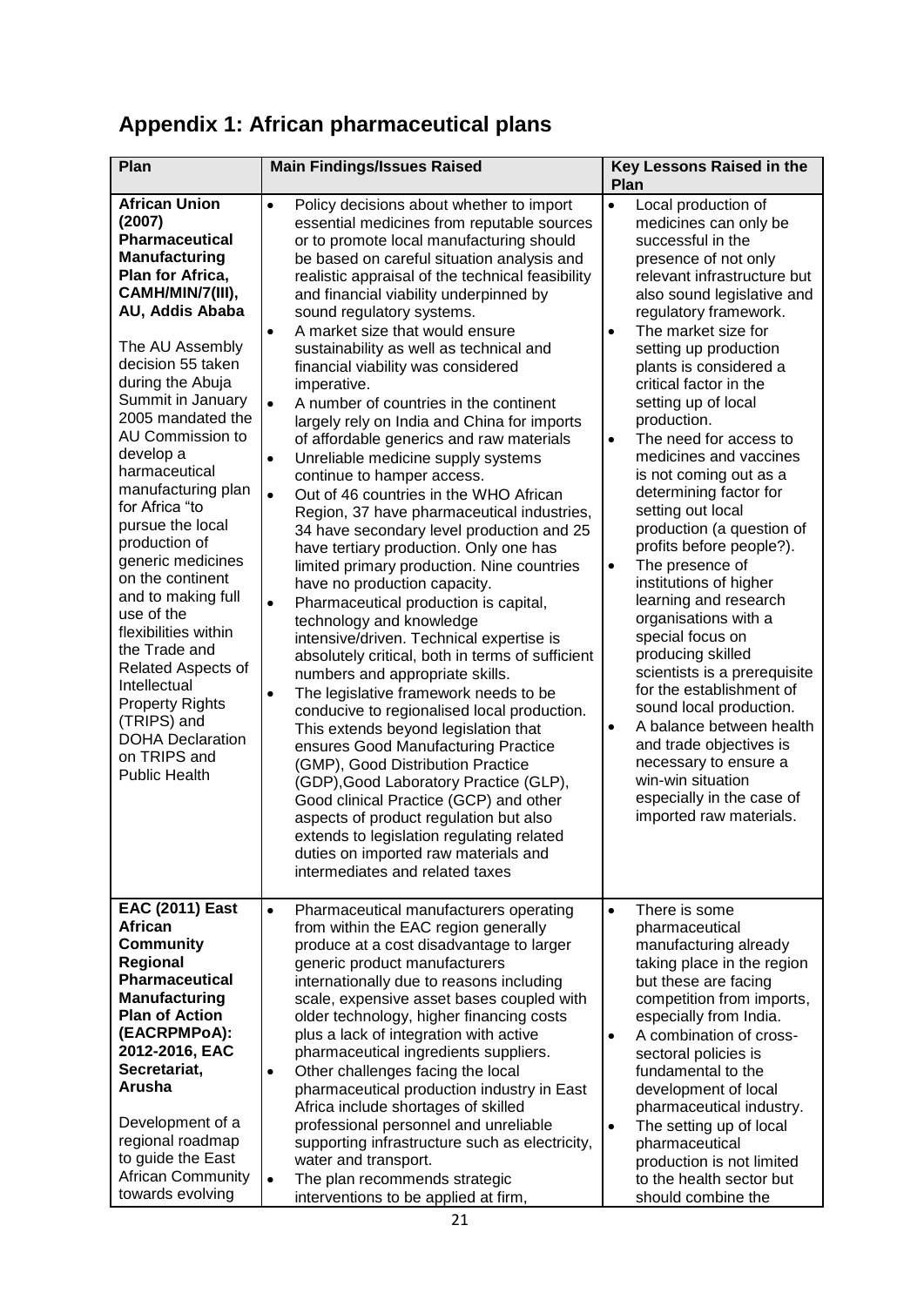# Appendix 1: African pharmaceutical plans

| Plan | Main Findings/Issues Raised | Key Lessons Raised in the Plan |
|---|---|---|
| **African Union (2007) Pharmaceutical Manufacturing Plan for Africa, CAMH/MIN/7(III), AU, Addis Ababa**<br><br>The AU Assembly decision 55 taken during the Abuja Summit in January 2005 mandated the AU Commission to develop a harmaceutical manufacturing plan for Africa "to pursue the local production of generic medicines on the continent and to making full use of the flexibilities within the Trade and Related Aspects of Intellectual Property Rights (TRIPS) and DOHA Declaration on TRIPS and Public Health | • Policy decisions about whether to import essential medicines from reputable sources or to promote local manufacturing should be based on careful situation analysis and realistic appraisal of the technical feasibility and financial viability underpinned by sound regulatory systems.<br>• A market size that would ensure sustainability as well as technical and financial viability was considered imperative.<br>• A number of countries in the continent largely rely on India and China for imports of affordable generics and raw materials<br>• Unreliable medicine supply systems continue to hamper access.<br>• Out of 46 countries in the WHO African Region, 37 have pharmaceutical industries, 34 have secondary level production and 25 have tertiary production. Only one has limited primary production. Nine countries have no production capacity.<br>• Pharmaceutical production is capital, technology and knowledge intensive/driven. Technical expertise is absolutely critical, both in terms of sufficient numbers and appropriate skills.<br>• The legislative framework needs to be conducive to regionalised local production. This extends beyond legislation that ensures Good Manufacturing Practice (GMP), Good Distribution Practice (GDP),Good Laboratory Practice (GLP), Good clinical Practice (GCP) and other aspects of product regulation but also extends to legislation regulating related duties on imported raw materials and intermediates and related taxes | • Local production of medicines can only be successful in the presence of not only relevant infrastructure but also sound legislative and regulatory framework.<br>• The market size for setting up production plants is considered a critical factor in the setting up of local production.<br>• The need for access to medicines and vaccines is not coming out as a determining factor for setting out local production (a question of profits before people?).<br>• The presence of institutions of higher learning and research organisations with a special focus on producing skilled scientists is a prerequisite for the establishment of sound local production.<br>• A balance between health and trade objectives is necessary to ensure a win-win situation especially in the case of imported raw materials. |
| **EAC (2011) East African Community Regional Pharmaceutical Manufacturing Plan of Action (EACRPMPoA): 2012-2016, EAC Secretariat, Arusha**<br><br>Development of a regional roadmap to guide the East African Community towards evolving | • Pharmaceutical manufacturers operating from within the EAC region generally produce at a cost disadvantage to larger generic product manufacturers internationally due to reasons including scale, expensive asset bases coupled with older technology, higher financing costs plus a lack of integration with active pharmaceutical ingredients suppliers.<br>• Other challenges facing the local pharmaceutical production industry in East Africa include shortages of skilled professional personnel and unreliable supporting infrastructure such as electricity, water and transport.<br>• The plan recommends strategic interventions to be applied at firm, | • There is some pharmaceutical manufacturing already taking place in the region but these are facing competition from imports, especially from India.<br>• A combination of cross-sectoral policies is fundamental to the development of local pharmaceutical industry.<br>• The setting up of local pharmaceutical production is not limited to the health sector but should combine the |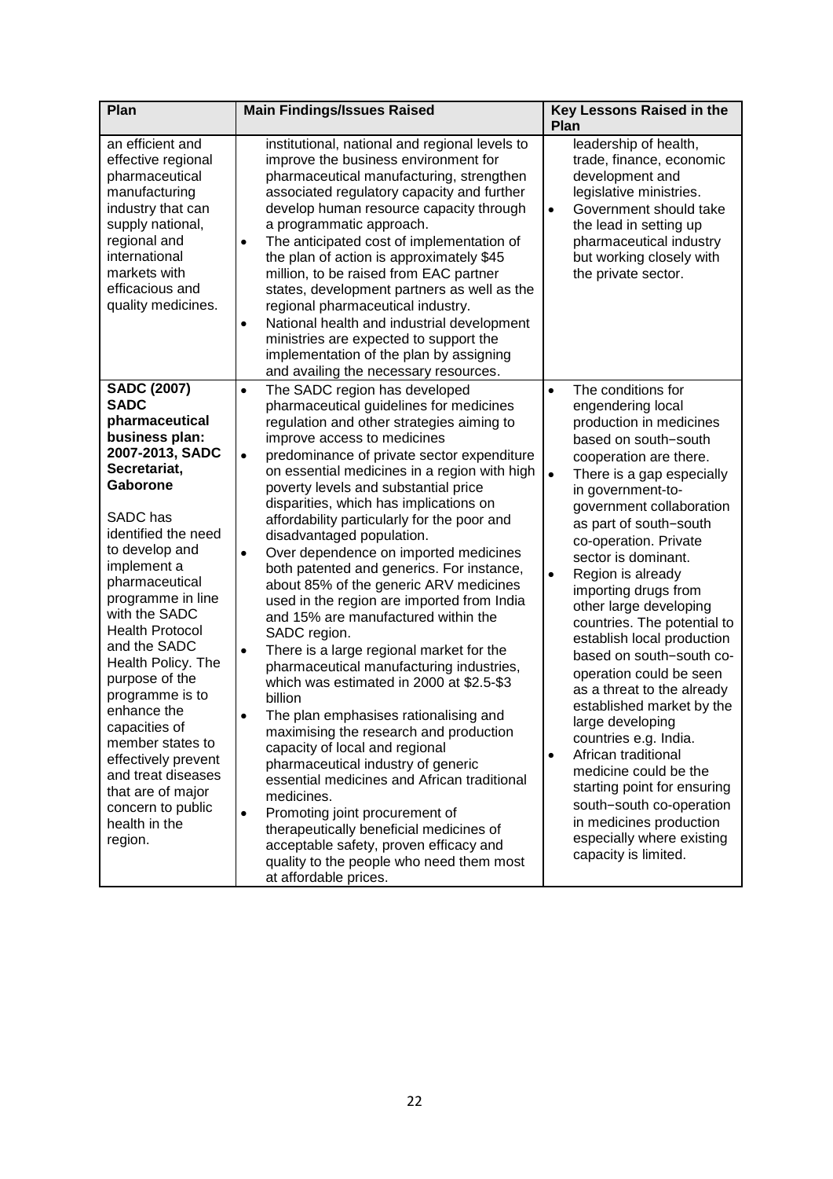| Plan | Main Findings/Issues Raised | Key Lessons Raised in the Plan |
|---|---|---|
| an efficient and effective regional pharmaceutical manufacturing industry that can supply national, regional and international markets with efficacious and quality medicines. | institutional, national and regional levels to improve the business environment for pharmaceutical manufacturing, strengthen associated regulatory capacity and further develop human resource capacity through a programmatic approach.<br>• The anticipated cost of implementation of the plan of action is approximately $45 million, to be raised from EAC partner states, development partners as well as the regional pharmaceutical industry.<br>• National health and industrial development ministries are expected to support the implementation of the plan by assigning and availing the necessary resources. | leadership of health, trade, finance, economic development and legislative ministries.<br>• Government should take the lead in setting up pharmaceutical industry but working closely with the private sector. |
| **SADC (2007) SADC pharmaceutical business plan: 2007-2013, SADC Secretariat, Gaborone**<br><br>SADC has identified the need to develop and implement a pharmaceutical programme in line with the SADC Health Protocol and the SADC Health Policy. The purpose of the programme is to enhance the capacities of member states to effectively prevent and treat diseases that are of major concern to public health in the region. | • The SADC region has developed pharmaceutical guidelines for medicines regulation and other strategies aiming to improve access to medicines<br>• predominance of private sector expenditure on essential medicines in a region with high poverty levels and substantial price disparities, which has implications on affordability particularly for the poor and disadvantaged population.<br>• Over dependence on imported medicines both patented and generics. For instance, about 85% of the generic ARV medicines used in the region are imported from India and 15% are manufactured within the SADC region.<br>• There is a large regional market for the pharmaceutical manufacturing industries, which was estimated in 2000 at $2.5-$3 billion<br>• The plan emphasises rationalising and maximising the research and production capacity of local and regional pharmaceutical industry of generic essential medicines and African traditional medicines.<br>• Promoting joint procurement of therapeutically beneficial medicines of acceptable safety, proven efficacy and quality to the people who need them most at affordable prices. | • The conditions for engendering local production in medicines based on south−south cooperation are there.<br>• There is a gap especially in government-to-government collaboration as part of south−south co-operation. Private sector is dominant.<br>• Region is already importing drugs from other large developing countries. The potential to establish local production based on south−south co-operation could be seen as a threat to the already established market by the large developing countries e.g. India.<br>• African traditional medicine could be the starting point for ensuring south−south co-operation in medicines production especially where existing capacity is limited. |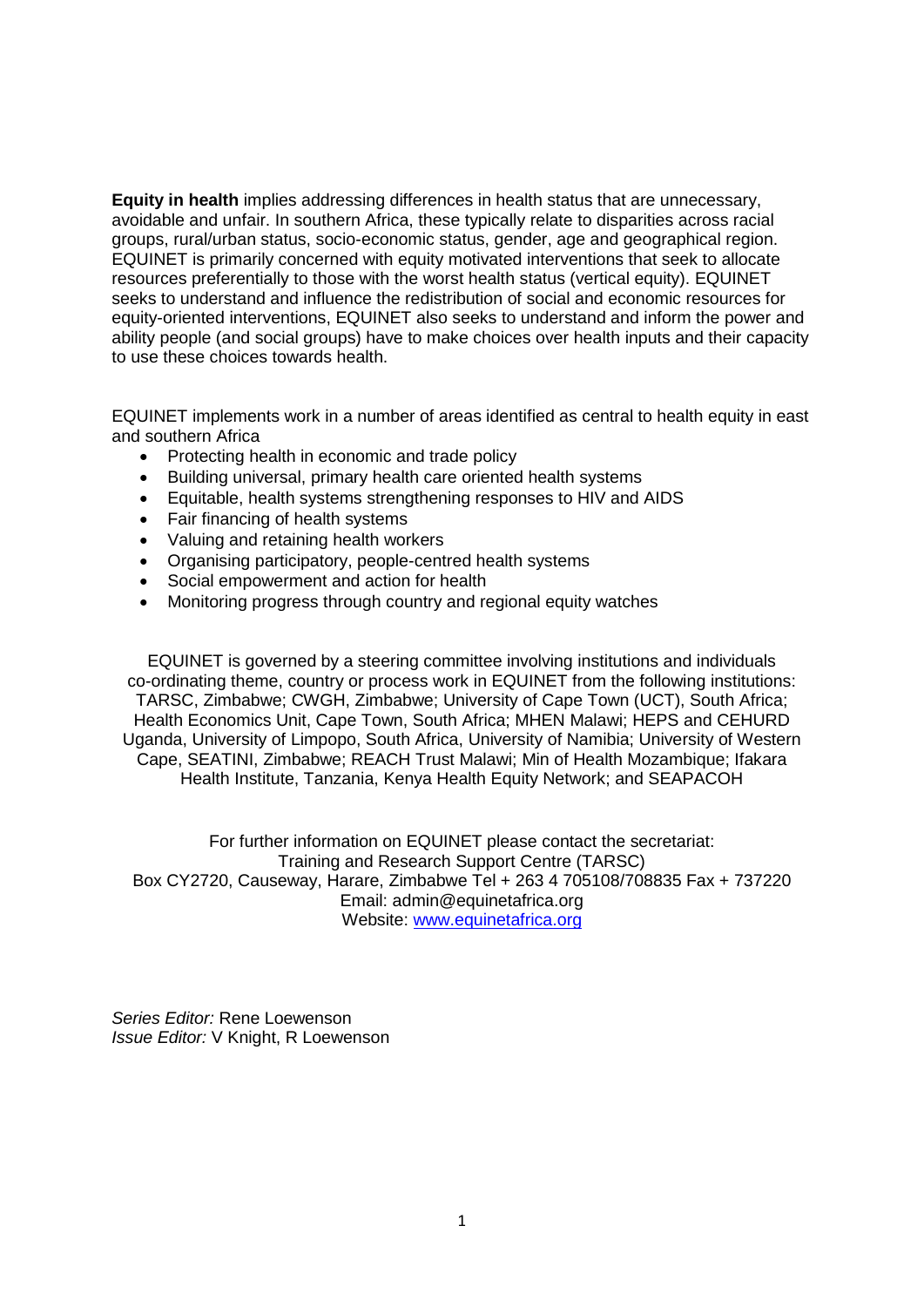**Equity in health** implies addressing differences in health status that are unnecessary, avoidable and unfair. In southern Africa, these typically relate to disparities across racial groups, rural/urban status, socio-economic status, gender, age and geographical region. EQUINET is primarily concerned with equity motivated interventions that seek to allocate resources preferentially to those with the worst health status (vertical equity). EQUINET seeks to understand and influence the redistribution of social and economic resources for equity-oriented interventions, EQUINET also seeks to understand and inform the power and ability people (and social groups) have to make choices over health inputs and their capacity to use these choices towards health.

EQUINET implements work in a number of areas identified as central to health equity in east and southern Africa

- Protecting health in economic and trade policy
- Building universal, primary health care oriented health systems
- Equitable, health systems strengthening responses to HIV and AIDS
- Fair financing of health systems
- Valuing and retaining health workers
- Organising participatory, people-centred health systems
- Social empowerment and action for health
- Monitoring progress through country and regional equity watches

EQUINET is governed by a steering committee involving institutions and individuals co-ordinating theme, country or process work in EQUINET from the following institutions: TARSC, Zimbabwe; CWGH, Zimbabwe; University of Cape Town (UCT), South Africa; Health Economics Unit, Cape Town, South Africa; MHEN Malawi; HEPS and CEHURD Uganda, University of Limpopo, South Africa, University of Namibia; University of Western Cape, SEATINI, Zimbabwe; REACH Trust Malawi; Min of Health Mozambique; Ifakara Health Institute, Tanzania, Kenya Health Equity Network; and SEAPACOH

For further information on EQUINET please contact the secretariat:
Training and Research Support Centre (TARSC)
Box CY2720, Causeway, Harare, Zimbabwe Tel + 263 4 705108/708835 Fax + 737220
Email: admin@equinetafrica.org
Website: www.equinetafrica.org

*Series Editor:* Rene Loewenson
*Issue Editor:* V Knight, R Loewenson